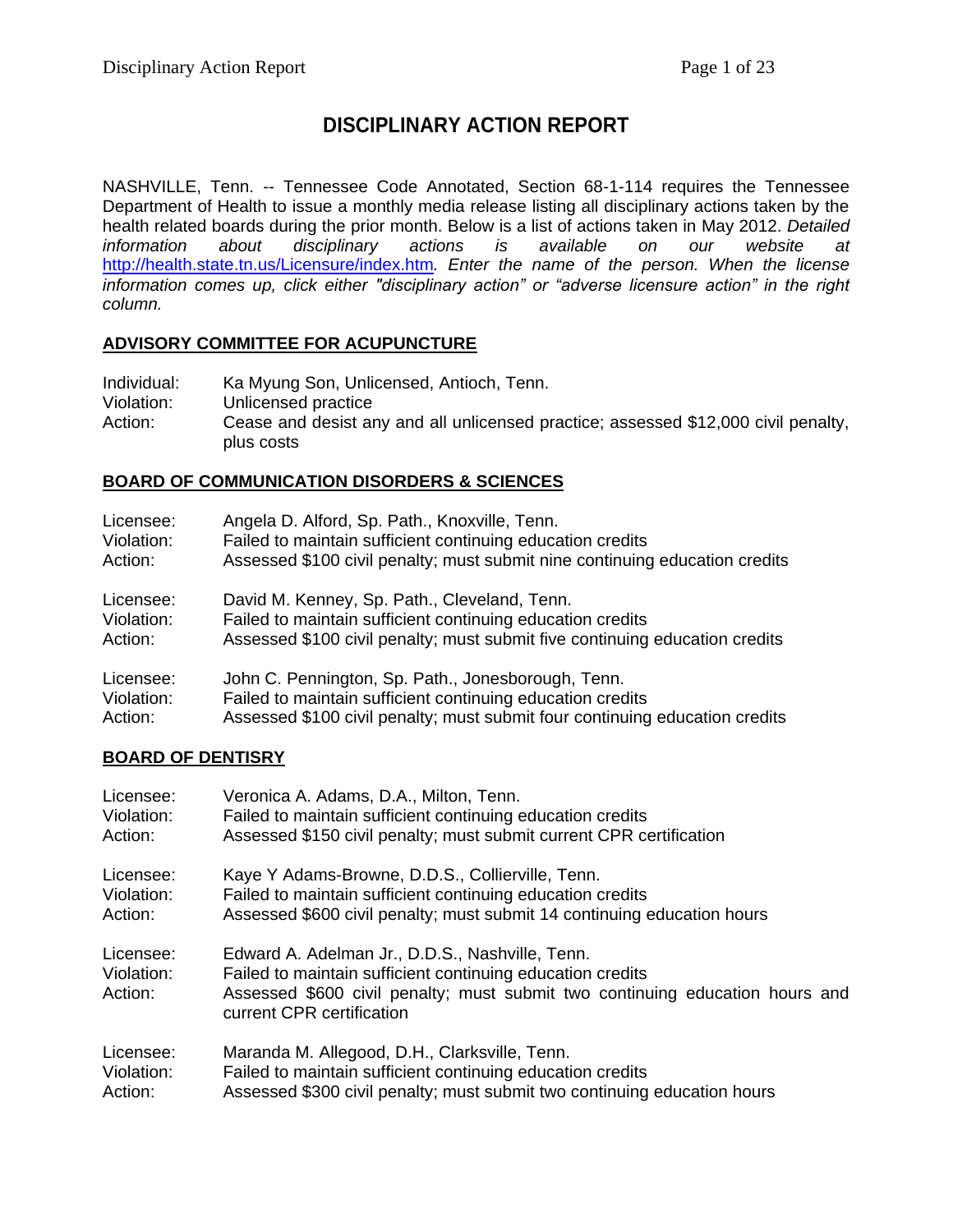# DISCIPLINARY ACTION REPORT

NASHVILLE, Tenn. -- Tennessee Code Annotated, Section 68-1-114 requires the Tennessee Department of Health to issue a monthly media release listing all disciplinary actions taken by the health related boards during the prior month. Below is a list of actions taken in May 2012. *Detailed information about disciplinary actions is available on our website at* http://health.state.tn.us/Licensure/index.htm*. Enter the name of the person. When the license information comes up, click either "disciplinary action" or "adverse licensure action" in the right column.*

## ADVISORY COMMITTEE FOR ACUPUNCTURE

Individual: Ka Myung Son, Unlicensed, Antioch, Tenn.
Violation: Unlicensed practice
Action: Cease and desist any and all unlicensed practice; assessed $12,000 civil penalty, plus costs

## BOARD OF COMMUNICATION DISORDERS & SCIENCES

Licensee: Angela D. Alford, Sp. Path., Knoxville, Tenn.
Violation: Failed to maintain sufficient continuing education credits
Action: Assessed $100 civil penalty; must submit nine continuing education credits

Licensee: David M. Kenney, Sp. Path., Cleveland, Tenn.
Violation: Failed to maintain sufficient continuing education credits
Action: Assessed $100 civil penalty; must submit five continuing education credits

Licensee: John C. Pennington, Sp. Path., Jonesborough, Tenn.
Violation: Failed to maintain sufficient continuing education credits
Action: Assessed $100 civil penalty; must submit four continuing education credits

## BOARD OF DENTISRY

Licensee: Veronica A. Adams, D.A., Milton, Tenn.
Violation: Failed to maintain sufficient continuing education credits
Action: Assessed $150 civil penalty; must submit current CPR certification

Licensee: Kaye Y Adams-Browne, D.D.S., Collierville, Tenn.
Violation: Failed to maintain sufficient continuing education credits
Action: Assessed $600 civil penalty; must submit 14 continuing education hours

Licensee: Edward A. Adelman Jr., D.D.S., Nashville, Tenn.
Violation: Failed to maintain sufficient continuing education credits
Action: Assessed $600 civil penalty; must submit two continuing education hours and current CPR certification

Licensee: Maranda M. Allegood, D.H., Clarksville, Tenn.
Violation: Failed to maintain sufficient continuing education credits
Action: Assessed $300 civil penalty; must submit two continuing education hours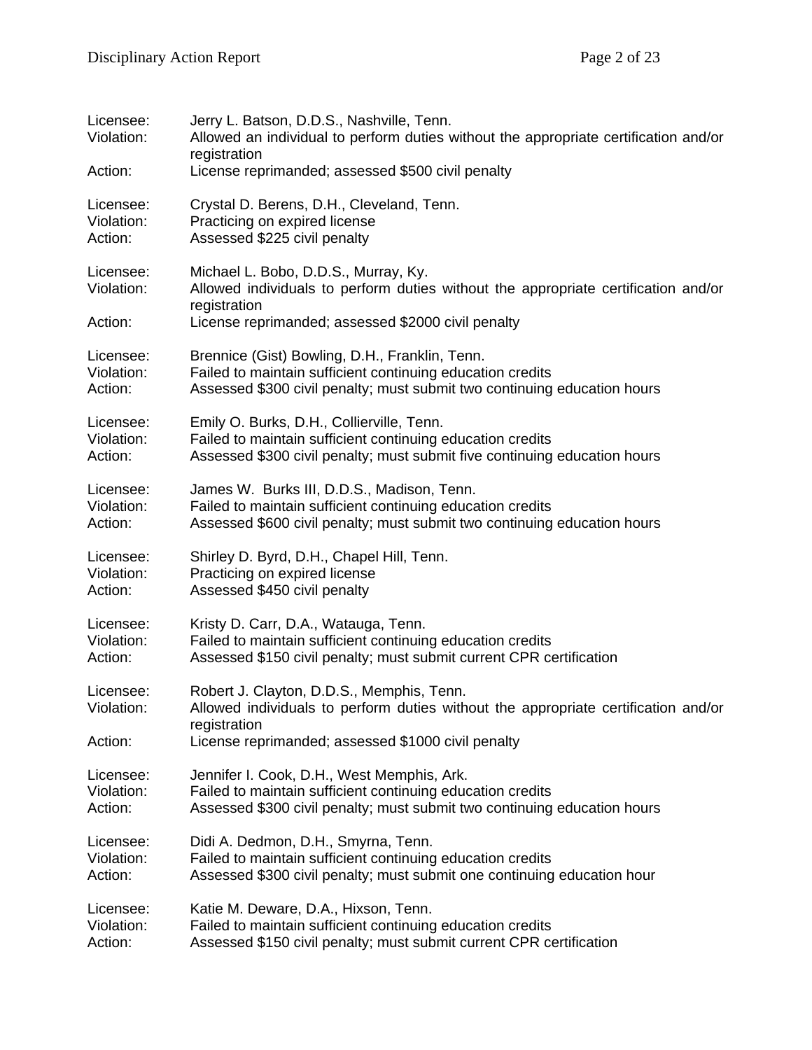Licensee: Jerry L. Batson, D.D.S., Nashville, Tenn.
Violation: Allowed an individual to perform duties without the appropriate certification and/or registration
Action: License reprimanded; assessed $500 civil penalty

Licensee: Crystal D. Berens, D.H., Cleveland, Tenn.
Violation: Practicing on expired license
Action: Assessed $225 civil penalty

Licensee: Michael L. Bobo, D.D.S., Murray, Ky.
Violation: Allowed individuals to perform duties without the appropriate certification and/or registration
Action: License reprimanded; assessed $2000 civil penalty

Licensee: Brennice (Gist) Bowling, D.H., Franklin, Tenn.
Violation: Failed to maintain sufficient continuing education credits
Action: Assessed $300 civil penalty; must submit two continuing education hours

Licensee: Emily O. Burks, D.H., Collierville, Tenn.
Violation: Failed to maintain sufficient continuing education credits
Action: Assessed $300 civil penalty; must submit five continuing education hours

Licensee: James W. Burks III, D.D.S., Madison, Tenn.
Violation: Failed to maintain sufficient continuing education credits
Action: Assessed $600 civil penalty; must submit two continuing education hours

Licensee: Shirley D. Byrd, D.H., Chapel Hill, Tenn.
Violation: Practicing on expired license
Action: Assessed $450 civil penalty

Licensee: Kristy D. Carr, D.A., Watauga, Tenn.
Violation: Failed to maintain sufficient continuing education credits
Action: Assessed $150 civil penalty; must submit current CPR certification

Licensee: Robert J. Clayton, D.D.S., Memphis, Tenn.
Violation: Allowed individuals to perform duties without the appropriate certification and/or registration
Action: License reprimanded; assessed $1000 civil penalty

Licensee: Jennifer I. Cook, D.H., West Memphis, Ark.
Violation: Failed to maintain sufficient continuing education credits
Action: Assessed $300 civil penalty; must submit two continuing education hours

Licensee: Didi A. Dedmon, D.H., Smyrna, Tenn.
Violation: Failed to maintain sufficient continuing education credits
Action: Assessed $300 civil penalty; must submit one continuing education hour

Licensee: Katie M. Deware, D.A., Hixson, Tenn.
Violation: Failed to maintain sufficient continuing education credits
Action: Assessed $150 civil penalty; must submit current CPR certification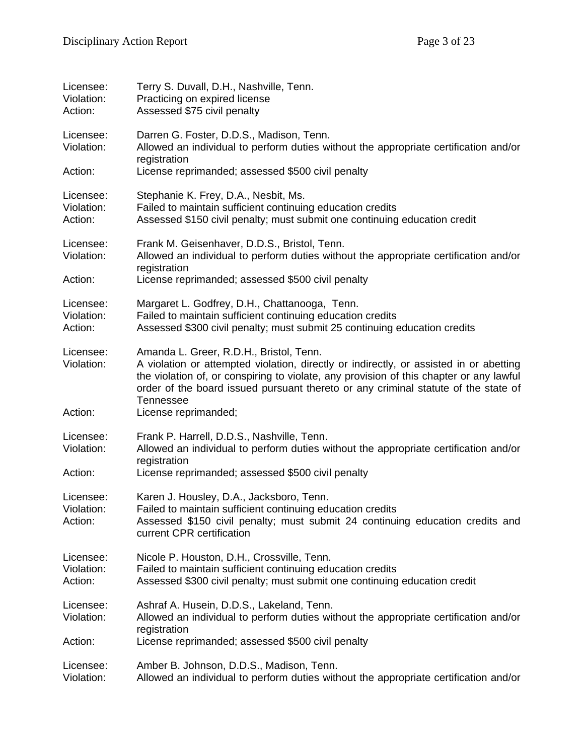Licensee: Terry S. Duvall, D.H., Nashville, Tenn.
Violation: Practicing on expired license
Action: Assessed $75 civil penalty

Licensee: Darren G. Foster, D.D.S., Madison, Tenn.
Violation: Allowed an individual to perform duties without the appropriate certification and/or registration
Action: License reprimanded; assessed $500 civil penalty

Licensee: Stephanie K. Frey, D.A., Nesbit, Ms.
Violation: Failed to maintain sufficient continuing education credits
Action: Assessed $150 civil penalty; must submit one continuing education credit

Licensee: Frank M. Geisenhaver, D.D.S., Bristol, Tenn.
Violation: Allowed an individual to perform duties without the appropriate certification and/or registration
Action: License reprimanded; assessed $500 civil penalty

Licensee: Margaret L. Godfrey, D.H., Chattanooga, Tenn.
Violation: Failed to maintain sufficient continuing education credits
Action: Assessed $300 civil penalty; must submit 25 continuing education credits

Licensee: Amanda L. Greer, R.D.H., Bristol, Tenn.
Violation: A violation or attempted violation, directly or indirectly, or assisted in or abetting the violation of, or conspiring to violate, any provision of this chapter or any lawful order of the board issued pursuant thereto or any criminal statute of the state of Tennessee
Action: License reprimanded;

Licensee: Frank P. Harrell, D.D.S., Nashville, Tenn.
Violation: Allowed an individual to perform duties without the appropriate certification and/or registration
Action: License reprimanded; assessed $500 civil penalty

Licensee: Karen J. Housley, D.A., Jacksboro, Tenn.
Violation: Failed to maintain sufficient continuing education credits
Action: Assessed $150 civil penalty; must submit 24 continuing education credits and current CPR certification

Licensee: Nicole P. Houston, D.H., Crossville, Tenn.
Violation: Failed to maintain sufficient continuing education credits
Action: Assessed $300 civil penalty; must submit one continuing education credit

Licensee: Ashraf A. Husein, D.D.S., Lakeland, Tenn.
Violation: Allowed an individual to perform duties without the appropriate certification and/or registration
Action: License reprimanded; assessed $500 civil penalty

Licensee: Amber B. Johnson, D.D.S., Madison, Tenn.
Violation: Allowed an individual to perform duties without the appropriate certification and/or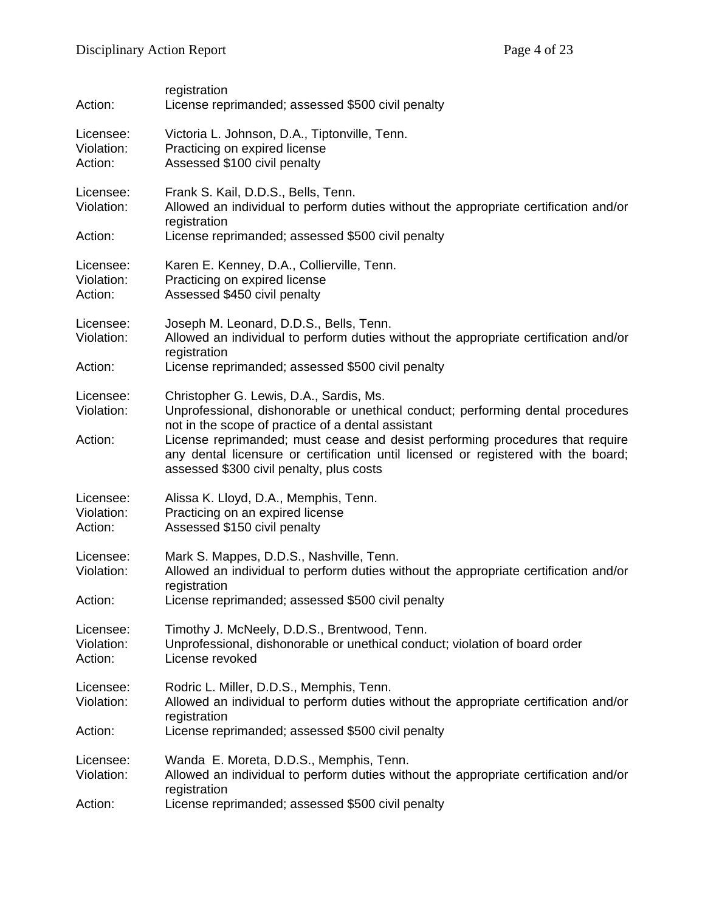registration
Action: License reprimanded; assessed $500 civil penalty

Licensee: Victoria L. Johnson, D.A., Tiptonville, Tenn.
Violation: Practicing on expired license
Action: Assessed $100 civil penalty

Licensee: Frank S. Kail, D.D.S., Bells, Tenn.
Violation: Allowed an individual to perform duties without the appropriate certification and/or registration
Action: License reprimanded; assessed $500 civil penalty

Licensee: Karen E. Kenney, D.A., Collierville, Tenn.
Violation: Practicing on expired license
Action: Assessed $450 civil penalty

Licensee: Joseph M. Leonard, D.D.S., Bells, Tenn.
Violation: Allowed an individual to perform duties without the appropriate certification and/or registration
Action: License reprimanded; assessed $500 civil penalty

Licensee: Christopher G. Lewis, D.A., Sardis, Ms.
Violation: Unprofessional, dishonorable or unethical conduct; performing dental procedures not in the scope of practice of a dental assistant
Action: License reprimanded; must cease and desist performing procedures that require any dental licensure or certification until licensed or registered with the board; assessed $300 civil penalty, plus costs

Licensee: Alissa K. Lloyd, D.A., Memphis, Tenn.
Violation: Practicing on an expired license
Action: Assessed $150 civil penalty

Licensee: Mark S. Mappes, D.D.S., Nashville, Tenn.
Violation: Allowed an individual to perform duties without the appropriate certification and/or registration
Action: License reprimanded; assessed $500 civil penalty

Licensee: Timothy J. McNeely, D.D.S., Brentwood, Tenn.
Violation: Unprofessional, dishonorable or unethical conduct; violation of board order
Action: License revoked

Licensee: Rodric L. Miller, D.D.S., Memphis, Tenn.
Violation: Allowed an individual to perform duties without the appropriate certification and/or registration
Action: License reprimanded; assessed $500 civil penalty

Licensee: Wanda E. Moreta, D.D.S., Memphis, Tenn.
Violation: Allowed an individual to perform duties without the appropriate certification and/or registration
Action: License reprimanded; assessed $500 civil penalty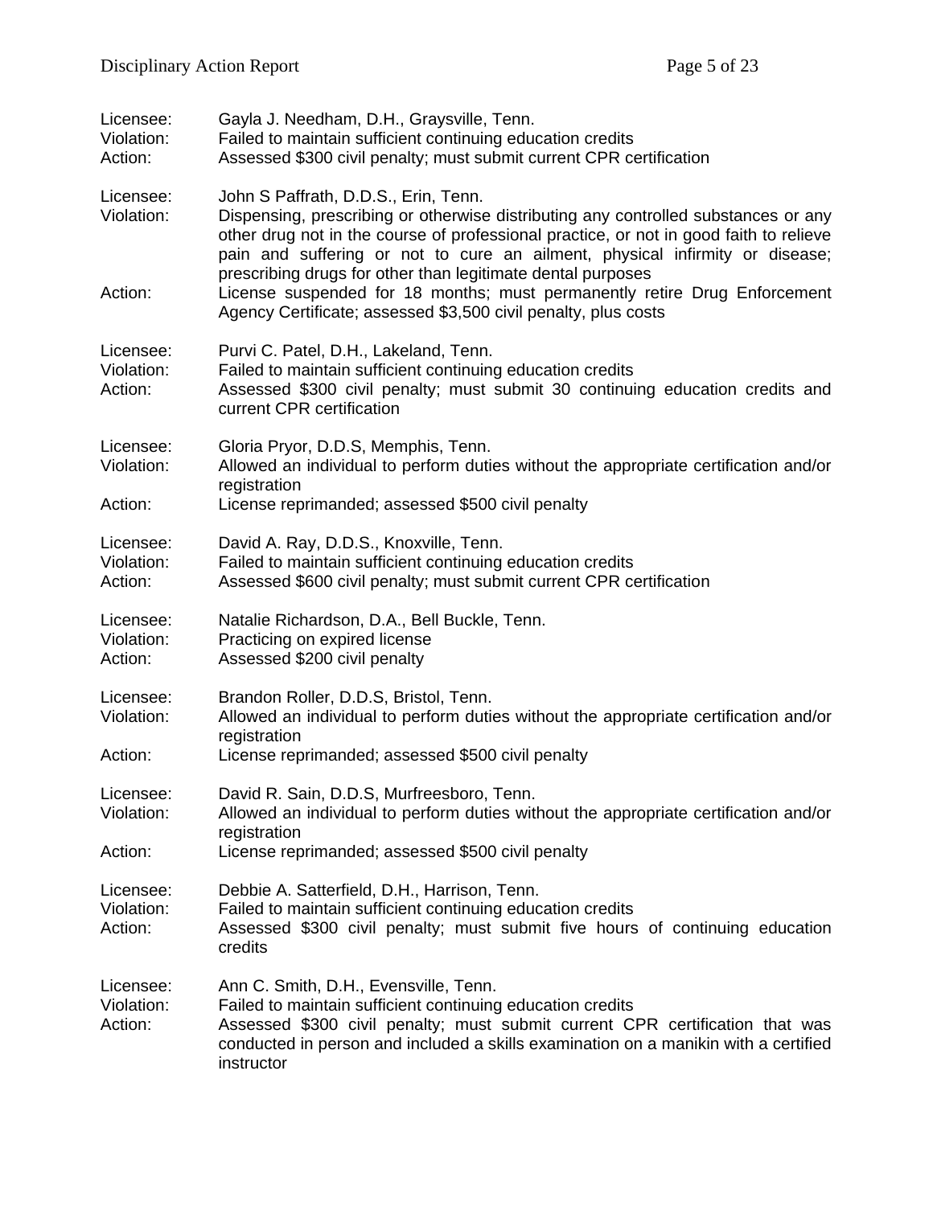Licensee: Gayla J. Needham, D.H., Graysville, Tenn.
Violation: Failed to maintain sufficient continuing education credits
Action: Assessed $300 civil penalty; must submit current CPR certification

Licensee: John S Paffrath, D.D.S., Erin, Tenn.
Violation: Dispensing, prescribing or otherwise distributing any controlled substances or any other drug not in the course of professional practice, or not in good faith to relieve pain and suffering or not to cure an ailment, physical infirmity or disease; prescribing drugs for other than legitimate dental purposes
Action: License suspended for 18 months; must permanently retire Drug Enforcement Agency Certificate; assessed $3,500 civil penalty, plus costs

Licensee: Purvi C. Patel, D.H., Lakeland, Tenn.
Violation: Failed to maintain sufficient continuing education credits
Action: Assessed $300 civil penalty; must submit 30 continuing education credits and current CPR certification

Licensee: Gloria Pryor, D.D.S, Memphis, Tenn.
Violation: Allowed an individual to perform duties without the appropriate certification and/or registration
Action: License reprimanded; assessed $500 civil penalty

Licensee: David A. Ray, D.D.S., Knoxville, Tenn.
Violation: Failed to maintain sufficient continuing education credits
Action: Assessed $600 civil penalty; must submit current CPR certification

Licensee: Natalie Richardson, D.A., Bell Buckle, Tenn.
Violation: Practicing on expired license
Action: Assessed $200 civil penalty

Licensee: Brandon Roller, D.D.S, Bristol, Tenn.
Violation: Allowed an individual to perform duties without the appropriate certification and/or registration
Action: License reprimanded; assessed $500 civil penalty

Licensee: David R. Sain, D.D.S, Murfreesboro, Tenn.
Violation: Allowed an individual to perform duties without the appropriate certification and/or registration
Action: License reprimanded; assessed $500 civil penalty

Licensee: Debbie A. Satterfield, D.H., Harrison, Tenn.
Violation: Failed to maintain sufficient continuing education credits
Action: Assessed $300 civil penalty; must submit five hours of continuing education credits

Licensee: Ann C. Smith, D.H., Evensville, Tenn.
Violation: Failed to maintain sufficient continuing education credits
Action: Assessed $300 civil penalty; must submit current CPR certification that was conducted in person and included a skills examination on a manikin with a certified instructor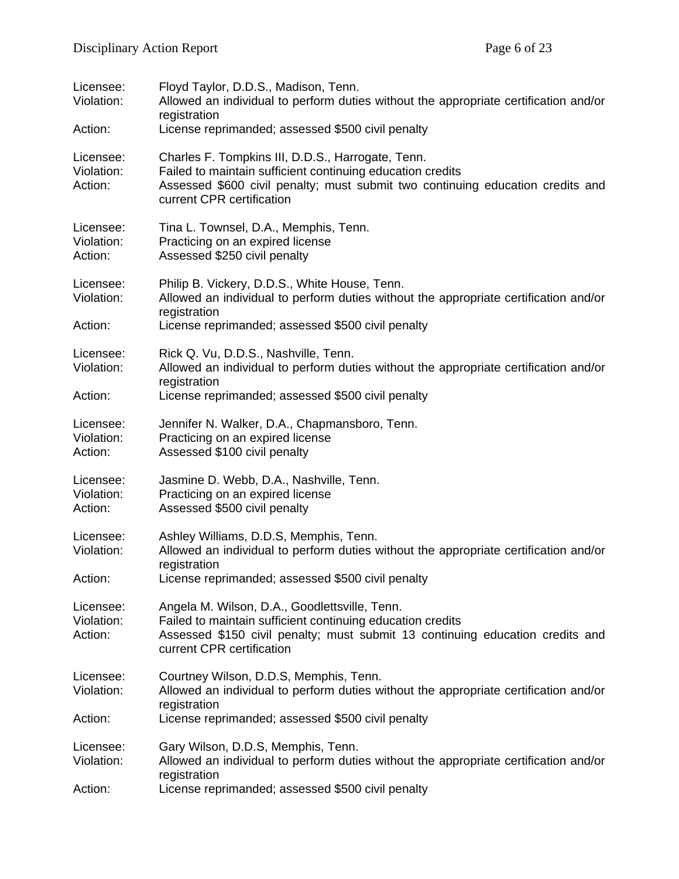Licensee: Floyd Taylor, D.D.S., Madison, Tenn.
Violation: Allowed an individual to perform duties without the appropriate certification and/or registration
Action: License reprimanded; assessed $500 civil penalty

Licensee: Charles F. Tompkins III, D.D.S., Harrogate, Tenn.
Violation: Failed to maintain sufficient continuing education credits
Action: Assessed $600 civil penalty; must submit two continuing education credits and current CPR certification

Licensee: Tina L. Townsel, D.A., Memphis, Tenn.
Violation: Practicing on an expired license
Action: Assessed $250 civil penalty

Licensee: Philip B. Vickery, D.D.S., White House, Tenn.
Violation: Allowed an individual to perform duties without the appropriate certification and/or registration
Action: License reprimanded; assessed $500 civil penalty

Licensee: Rick Q. Vu, D.D.S., Nashville, Tenn.
Violation: Allowed an individual to perform duties without the appropriate certification and/or registration
Action: License reprimanded; assessed $500 civil penalty

Licensee: Jennifer N. Walker, D.A., Chapmansboro, Tenn.
Violation: Practicing on an expired license
Action: Assessed $100 civil penalty

Licensee: Jasmine D. Webb, D.A., Nashville, Tenn.
Violation: Practicing on an expired license
Action: Assessed $500 civil penalty

Licensee: Ashley Williams, D.D.S, Memphis, Tenn.
Violation: Allowed an individual to perform duties without the appropriate certification and/or registration
Action: License reprimanded; assessed $500 civil penalty

Licensee: Angela M. Wilson, D.A., Goodlettsville, Tenn.
Violation: Failed to maintain sufficient continuing education credits
Action: Assessed $150 civil penalty; must submit 13 continuing education credits and current CPR certification

Licensee: Courtney Wilson, D.D.S, Memphis, Tenn.
Violation: Allowed an individual to perform duties without the appropriate certification and/or registration
Action: License reprimanded; assessed $500 civil penalty

Licensee: Gary Wilson, D.D.S, Memphis, Tenn.
Violation: Allowed an individual to perform duties without the appropriate certification and/or registration
Action: License reprimanded; assessed $500 civil penalty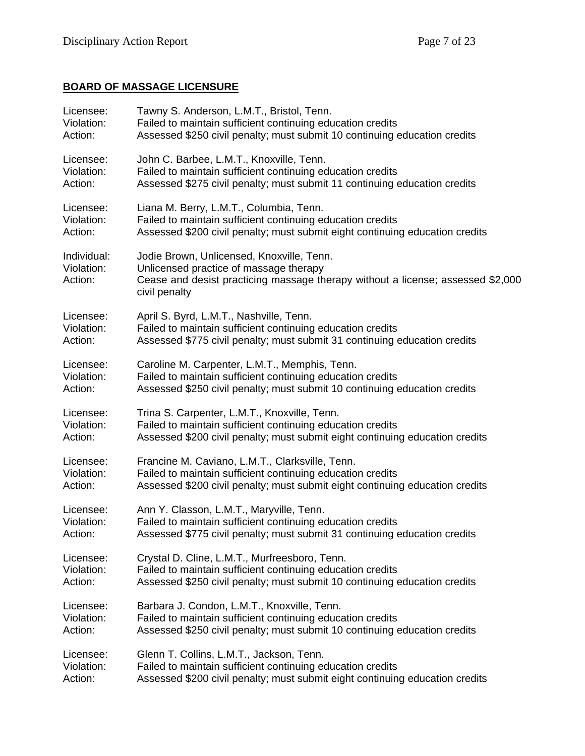## BOARD OF MASSAGE LICENSURE

Licensee: Tawny S. Anderson, L.M.T., Bristol, Tenn.
Violation: Failed to maintain sufficient continuing education credits
Action: Assessed $250 civil penalty; must submit 10 continuing education credits

Licensee: John C. Barbee, L.M.T., Knoxville, Tenn.
Violation: Failed to maintain sufficient continuing education credits
Action: Assessed $275 civil penalty; must submit 11 continuing education credits

Licensee: Liana M. Berry, L.M.T., Columbia, Tenn.
Violation: Failed to maintain sufficient continuing education credits
Action: Assessed $200 civil penalty; must submit eight continuing education credits

Individual: Jodie Brown, Unlicensed, Knoxville, Tenn.
Violation: Unlicensed practice of massage therapy
Action: Cease and desist practicing massage therapy without a license; assessed $2,000 civil penalty

Licensee: April S. Byrd, L.M.T., Nashville, Tenn.
Violation: Failed to maintain sufficient continuing education credits
Action: Assessed $775 civil penalty; must submit 31 continuing education credits

Licensee: Caroline M. Carpenter, L.M.T., Memphis, Tenn.
Violation: Failed to maintain sufficient continuing education credits
Action: Assessed $250 civil penalty; must submit 10 continuing education credits

Licensee: Trina S. Carpenter, L.M.T., Knoxville, Tenn.
Violation: Failed to maintain sufficient continuing education credits
Action: Assessed $200 civil penalty; must submit eight continuing education credits

Licensee: Francine M. Caviano, L.M.T., Clarksville, Tenn.
Violation: Failed to maintain sufficient continuing education credits
Action: Assessed $200 civil penalty; must submit eight continuing education credits

Licensee: Ann Y. Classon, L.M.T., Maryville, Tenn.
Violation: Failed to maintain sufficient continuing education credits
Action: Assessed $775 civil penalty; must submit 31 continuing education credits

Licensee: Crystal D. Cline, L.M.T., Murfreesboro, Tenn.
Violation: Failed to maintain sufficient continuing education credits
Action: Assessed $250 civil penalty; must submit 10 continuing education credits

Licensee: Barbara J. Condon, L.M.T., Knoxville, Tenn.
Violation: Failed to maintain sufficient continuing education credits
Action: Assessed $250 civil penalty; must submit 10 continuing education credits

Licensee: Glenn T. Collins, L.M.T., Jackson, Tenn.
Violation: Failed to maintain sufficient continuing education credits
Action: Assessed $200 civil penalty; must submit eight continuing education credits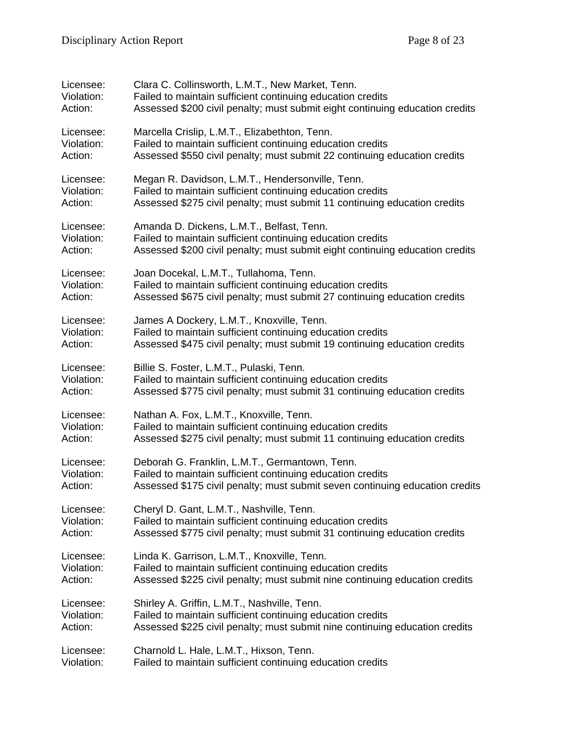Licensee: Clara C. Collinsworth, L.M.T., New Market, Tenn.
Violation: Failed to maintain sufficient continuing education credits
Action: Assessed $200 civil penalty; must submit eight continuing education credits

Licensee: Marcella Crislip, L.M.T., Elizabethton, Tenn.
Violation: Failed to maintain sufficient continuing education credits
Action: Assessed $550 civil penalty; must submit 22 continuing education credits

Licensee: Megan R. Davidson, L.M.T., Hendersonville, Tenn.
Violation: Failed to maintain sufficient continuing education credits
Action: Assessed $275 civil penalty; must submit 11 continuing education credits

Licensee: Amanda D. Dickens, L.M.T., Belfast, Tenn.
Violation: Failed to maintain sufficient continuing education credits
Action: Assessed $200 civil penalty; must submit eight continuing education credits

Licensee: Joan Docekal, L.M.T., Tullahoma, Tenn.
Violation: Failed to maintain sufficient continuing education credits
Action: Assessed $675 civil penalty; must submit 27 continuing education credits

Licensee: James A Dockery, L.M.T., Knoxville, Tenn.
Violation: Failed to maintain sufficient continuing education credits
Action: Assessed $475 civil penalty; must submit 19 continuing education credits

Licensee: Billie S. Foster, L.M.T., Pulaski, Tenn.
Violation: Failed to maintain sufficient continuing education credits
Action: Assessed $775 civil penalty; must submit 31 continuing education credits

Licensee: Nathan A. Fox, L.M.T., Knoxville, Tenn.
Violation: Failed to maintain sufficient continuing education credits
Action: Assessed $275 civil penalty; must submit 11 continuing education credits

Licensee: Deborah G. Franklin, L.M.T., Germantown, Tenn.
Violation: Failed to maintain sufficient continuing education credits
Action: Assessed $175 civil penalty; must submit seven continuing education credits

Licensee: Cheryl D. Gant, L.M.T., Nashville, Tenn.
Violation: Failed to maintain sufficient continuing education credits
Action: Assessed $775 civil penalty; must submit 31 continuing education credits

Licensee: Linda K. Garrison, L.M.T., Knoxville, Tenn.
Violation: Failed to maintain sufficient continuing education credits
Action: Assessed $225 civil penalty; must submit nine continuing education credits

Licensee: Shirley A. Griffin, L.M.T., Nashville, Tenn.
Violation: Failed to maintain sufficient continuing education credits
Action: Assessed $225 civil penalty; must submit nine continuing education credits

Licensee: Charnold L. Hale, L.M.T., Hixson, Tenn.
Violation: Failed to maintain sufficient continuing education credits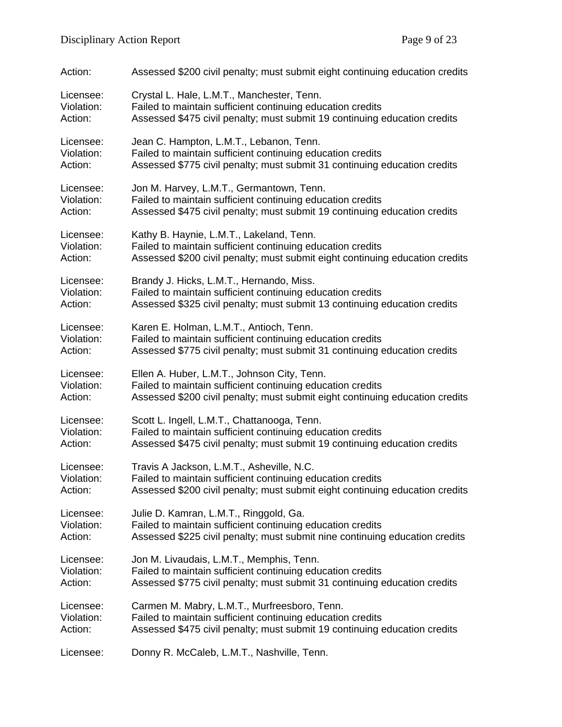Action: Assessed $200 civil penalty; must submit eight continuing education credits

Licensee: Crystal L. Hale, L.M.T., Manchester, Tenn.
Violation: Failed to maintain sufficient continuing education credits
Action: Assessed $475 civil penalty; must submit 19 continuing education credits

Licensee: Jean C. Hampton, L.M.T., Lebanon, Tenn.
Violation: Failed to maintain sufficient continuing education credits
Action: Assessed $775 civil penalty; must submit 31 continuing education credits

Licensee: Jon M. Harvey, L.M.T., Germantown, Tenn.
Violation: Failed to maintain sufficient continuing education credits
Action: Assessed $475 civil penalty; must submit 19 continuing education credits

Licensee: Kathy B. Haynie, L.M.T., Lakeland, Tenn.
Violation: Failed to maintain sufficient continuing education credits
Action: Assessed $200 civil penalty; must submit eight continuing education credits

Licensee: Brandy J. Hicks, L.M.T., Hernando, Miss.
Violation: Failed to maintain sufficient continuing education credits
Action: Assessed $325 civil penalty; must submit 13 continuing education credits

Licensee: Karen E. Holman, L.M.T., Antioch, Tenn.
Violation: Failed to maintain sufficient continuing education credits
Action: Assessed $775 civil penalty; must submit 31 continuing education credits

Licensee: Ellen A. Huber, L.M.T., Johnson City, Tenn.
Violation: Failed to maintain sufficient continuing education credits
Action: Assessed $200 civil penalty; must submit eight continuing education credits

Licensee: Scott L. Ingell, L.M.T., Chattanooga, Tenn.
Violation: Failed to maintain sufficient continuing education credits
Action: Assessed $475 civil penalty; must submit 19 continuing education credits

Licensee: Travis A Jackson, L.M.T., Asheville, N.C.
Violation: Failed to maintain sufficient continuing education credits
Action: Assessed $200 civil penalty; must submit eight continuing education credits

Licensee: Julie D. Kamran, L.M.T., Ringgold, Ga.
Violation: Failed to maintain sufficient continuing education credits
Action: Assessed $225 civil penalty; must submit nine continuing education credits

Licensee: Jon M. Livaudais, L.M.T., Memphis, Tenn.
Violation: Failed to maintain sufficient continuing education credits
Action: Assessed $775 civil penalty; must submit 31 continuing education credits

Licensee: Carmen M. Mabry, L.M.T., Murfreesboro, Tenn.
Violation: Failed to maintain sufficient continuing education credits
Action: Assessed $475 civil penalty; must submit 19 continuing education credits

Licensee: Donny R. McCaleb, L.M.T., Nashville, Tenn.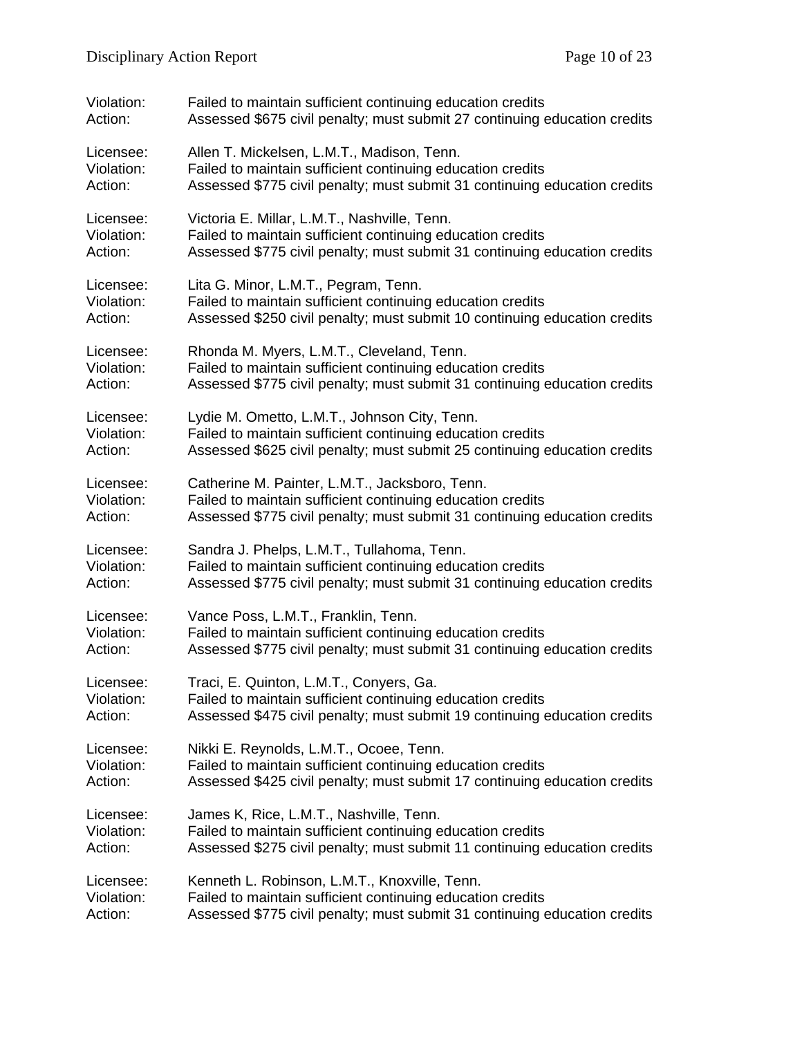Violation: Failed to maintain sufficient continuing education credits
Action: Assessed $675 civil penalty; must submit 27 continuing education credits

Licensee: Allen T. Mickelsen, L.M.T., Madison, Tenn.
Violation: Failed to maintain sufficient continuing education credits
Action: Assessed $775 civil penalty; must submit 31 continuing education credits

Licensee: Victoria E. Millar, L.M.T., Nashville, Tenn.
Violation: Failed to maintain sufficient continuing education credits
Action: Assessed $775 civil penalty; must submit 31 continuing education credits

Licensee: Lita G. Minor, L.M.T., Pegram, Tenn.
Violation: Failed to maintain sufficient continuing education credits
Action: Assessed $250 civil penalty; must submit 10 continuing education credits

Licensee: Rhonda M. Myers, L.M.T., Cleveland, Tenn.
Violation: Failed to maintain sufficient continuing education credits
Action: Assessed $775 civil penalty; must submit 31 continuing education credits

Licensee: Lydie M. Ometto, L.M.T., Johnson City, Tenn.
Violation: Failed to maintain sufficient continuing education credits
Action: Assessed $625 civil penalty; must submit 25 continuing education credits

Licensee: Catherine M. Painter, L.M.T., Jacksboro, Tenn.
Violation: Failed to maintain sufficient continuing education credits
Action: Assessed $775 civil penalty; must submit 31 continuing education credits

Licensee: Sandra J. Phelps, L.M.T., Tullahoma, Tenn.
Violation: Failed to maintain sufficient continuing education credits
Action: Assessed $775 civil penalty; must submit 31 continuing education credits

Licensee: Vance Poss, L.M.T., Franklin, Tenn.
Violation: Failed to maintain sufficient continuing education credits
Action: Assessed $775 civil penalty; must submit 31 continuing education credits

Licensee: Traci, E. Quinton, L.M.T., Conyers, Ga.
Violation: Failed to maintain sufficient continuing education credits
Action: Assessed $475 civil penalty; must submit 19 continuing education credits

Licensee: Nikki E. Reynolds, L.M.T., Ocoee, Tenn.
Violation: Failed to maintain sufficient continuing education credits
Action: Assessed $425 civil penalty; must submit 17 continuing education credits

Licensee: James K, Rice, L.M.T., Nashville, Tenn.
Violation: Failed to maintain sufficient continuing education credits
Action: Assessed $275 civil penalty; must submit 11 continuing education credits

Licensee: Kenneth L. Robinson, L.M.T., Knoxville, Tenn.
Violation: Failed to maintain sufficient continuing education credits
Action: Assessed $775 civil penalty; must submit 31 continuing education credits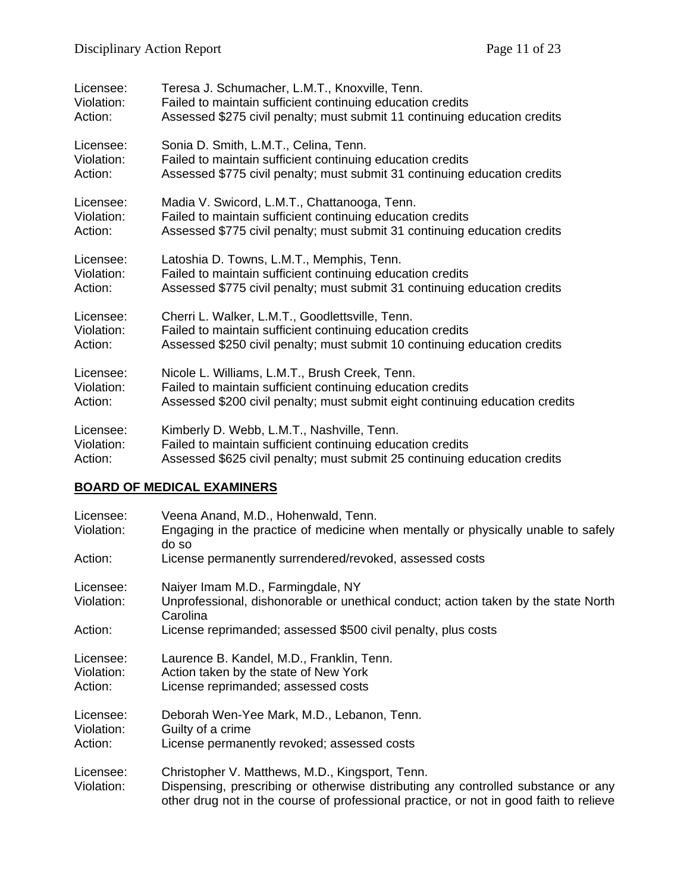Licensee: Teresa J. Schumacher, L.M.T., Knoxville, Tenn.
Violation: Failed to maintain sufficient continuing education credits
Action: Assessed $275 civil penalty; must submit 11 continuing education credits

Licensee: Sonia D. Smith, L.M.T., Celina, Tenn.
Violation: Failed to maintain sufficient continuing education credits
Action: Assessed $775 civil penalty; must submit 31 continuing education credits

Licensee: Madia V. Swicord, L.M.T., Chattanooga, Tenn.
Violation: Failed to maintain sufficient continuing education credits
Action: Assessed $775 civil penalty; must submit 31 continuing education credits

Licensee: Latoshia D. Towns, L.M.T., Memphis, Tenn.
Violation: Failed to maintain sufficient continuing education credits
Action: Assessed $775 civil penalty; must submit 31 continuing education credits

Licensee: Cherri L. Walker, L.M.T., Goodlettsville, Tenn.
Violation: Failed to maintain sufficient continuing education credits
Action: Assessed $250 civil penalty; must submit 10 continuing education credits

Licensee: Nicole L. Williams, L.M.T., Brush Creek, Tenn.
Violation: Failed to maintain sufficient continuing education credits
Action: Assessed $200 civil penalty; must submit eight continuing education credits

Licensee: Kimberly D. Webb, L.M.T., Nashville, Tenn.
Violation: Failed to maintain sufficient continuing education credits
Action: Assessed $625 civil penalty; must submit 25 continuing education credits

## BOARD OF MEDICAL EXAMINERS

Licensee: Veena Anand, M.D., Hohenwald, Tenn.
Violation: Engaging in the practice of medicine when mentally or physically unable to safely do so
Action: License permanently surrendered/revoked, assessed costs

Licensee: Naiyer Imam M.D., Farmingdale, NY
Violation: Unprofessional, dishonorable or unethical conduct; action taken by the state North Carolina
Action: License reprimanded; assessed $500 civil penalty, plus costs

Licensee: Laurence B. Kandel, M.D., Franklin, Tenn.
Violation: Action taken by the state of New York
Action: License reprimanded; assessed costs

Licensee: Deborah Wen-Yee Mark, M.D., Lebanon, Tenn.
Violation: Guilty of a crime
Action: License permanently revoked; assessed costs

Licensee: Christopher V. Matthews, M.D., Kingsport, Tenn.
Violation: Dispensing, prescribing or otherwise distributing any controlled substance or any other drug not in the course of professional practice, or not in good faith to relieve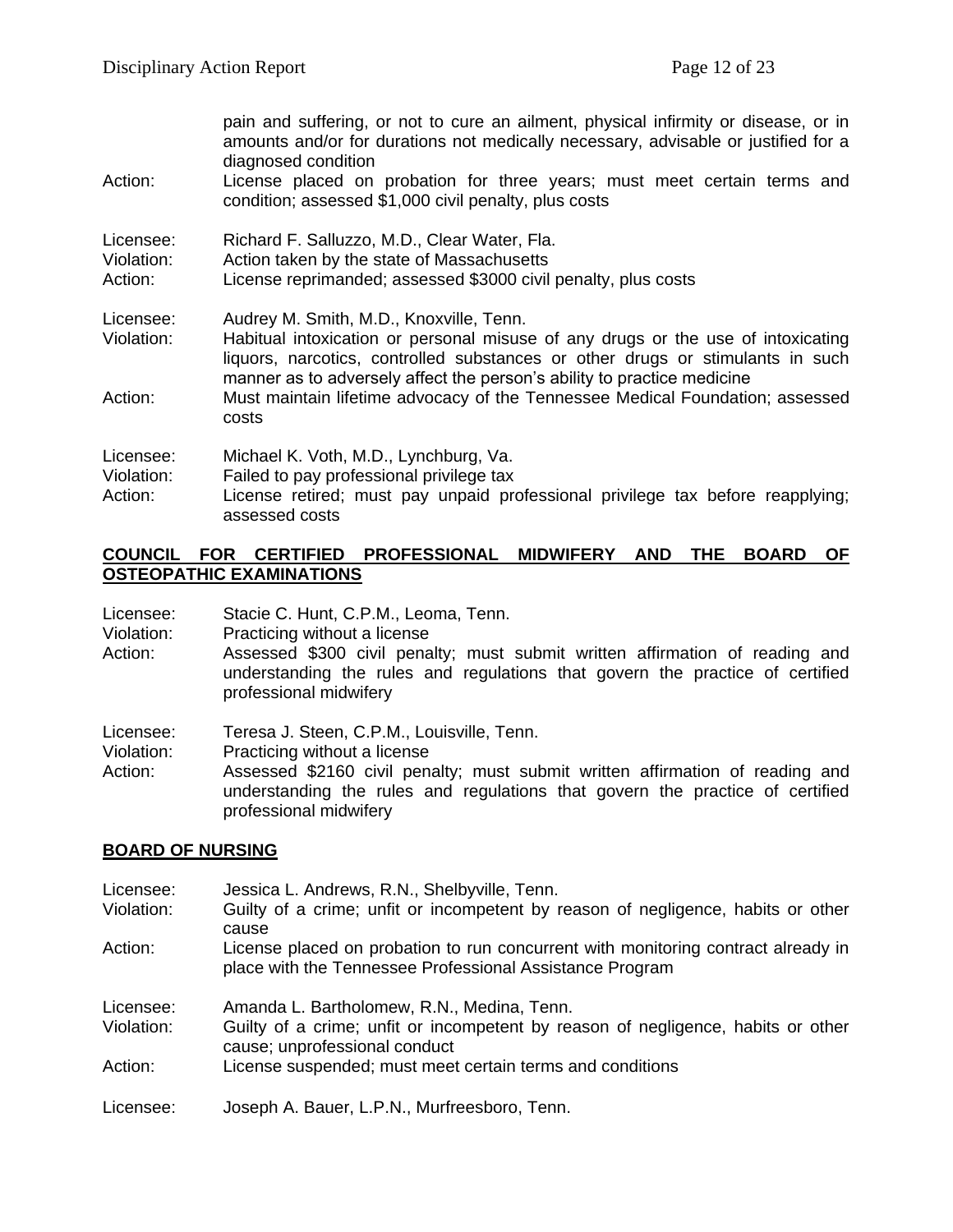pain and suffering, or not to cure an ailment, physical infirmity or disease, or in amounts and/or for durations not medically necessary, advisable or justified for a diagnosed condition

Action: License placed on probation for three years; must meet certain terms and condition; assessed $1,000 civil penalty, plus costs

Licensee: Richard F. Salluzzo, M.D., Clear Water, Fla.
Violation: Action taken by the state of Massachusetts
Action: License reprimanded; assessed $3000 civil penalty, plus costs

Licensee: Audrey M. Smith, M.D., Knoxville, Tenn.
Violation: Habitual intoxication or personal misuse of any drugs or the use of intoxicating liquors, narcotics, controlled substances or other drugs or stimulants in such manner as to adversely affect the person's ability to practice medicine
Action: Must maintain lifetime advocacy of the Tennessee Medical Foundation; assessed costs

Licensee: Michael K. Voth, M.D., Lynchburg, Va.
Violation: Failed to pay professional privilege tax
Action: License retired; must pay unpaid professional privilege tax before reapplying; assessed costs

## COUNCIL FOR CERTIFIED PROFESSIONAL MIDWIFERY AND THE BOARD OF OSTEOPATHIC EXAMINATIONS

Licensee: Stacie C. Hunt, C.P.M., Leoma, Tenn.
Violation: Practicing without a license
Action: Assessed $300 civil penalty; must submit written affirmation of reading and understanding the rules and regulations that govern the practice of certified professional midwifery

Licensee: Teresa J. Steen, C.P.M., Louisville, Tenn.
Violation: Practicing without a license
Action: Assessed $2160 civil penalty; must submit written affirmation of reading and understanding the rules and regulations that govern the practice of certified professional midwifery

## BOARD OF NURSING

Licensee: Jessica L. Andrews, R.N., Shelbyville, Tenn.
Violation: Guilty of a crime; unfit or incompetent by reason of negligence, habits or other cause
Action: License placed on probation to run concurrent with monitoring contract already in place with the Tennessee Professional Assistance Program

Licensee: Amanda L. Bartholomew, R.N., Medina, Tenn.
Violation: Guilty of a crime; unfit or incompetent by reason of negligence, habits or other cause; unprofessional conduct
Action: License suspended; must meet certain terms and conditions

Licensee: Joseph A. Bauer, L.P.N., Murfreesboro, Tenn.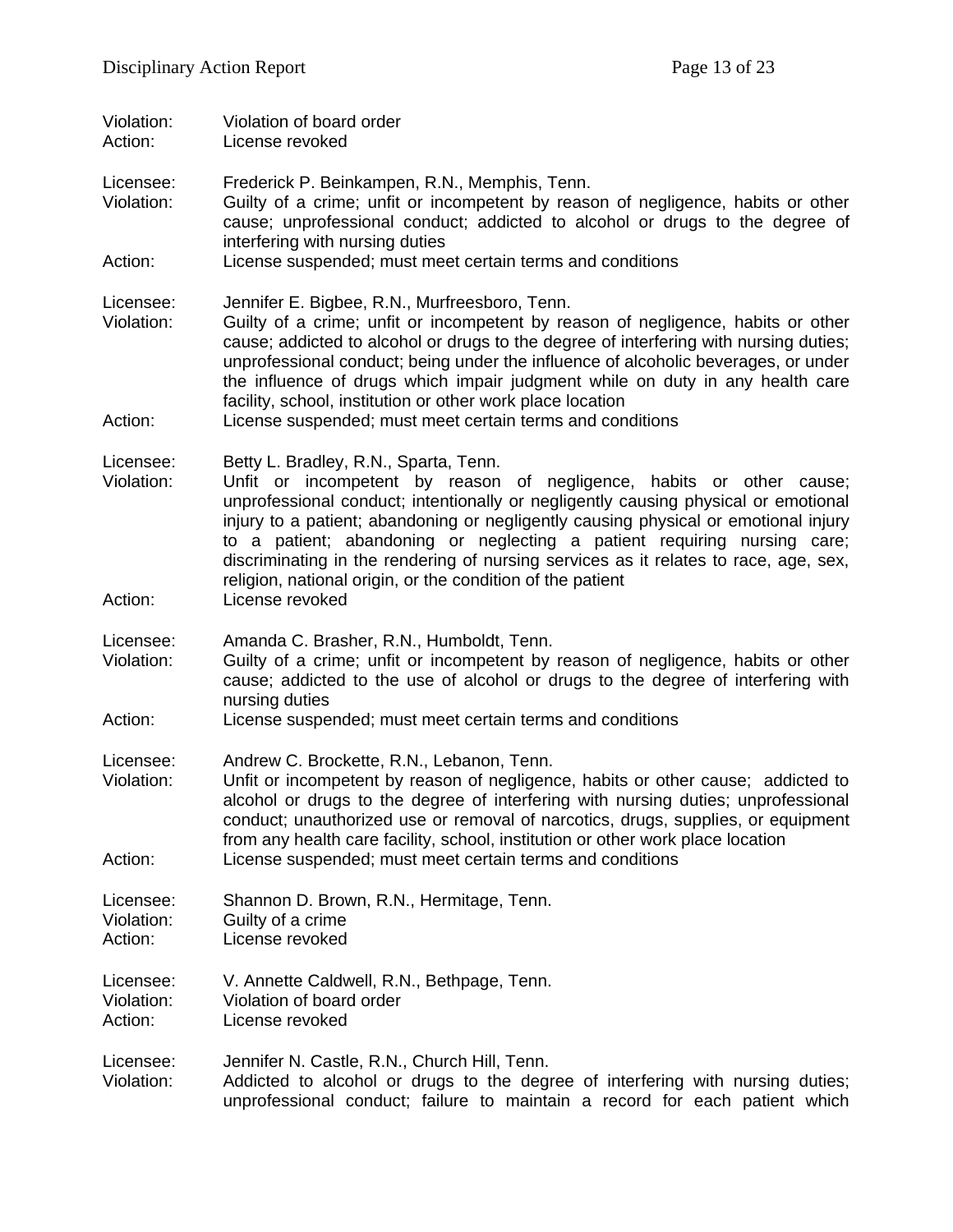Violation: Violation of board order
Action: License revoked

Licensee: Frederick P. Beinkampen, R.N., Memphis, Tenn.
Violation: Guilty of a crime; unfit or incompetent by reason of negligence, habits or other cause; unprofessional conduct; addicted to alcohol or drugs to the degree of interfering with nursing duties
Action: License suspended; must meet certain terms and conditions

Licensee: Jennifer E. Bigbee, R.N., Murfreesboro, Tenn.
Violation: Guilty of a crime; unfit or incompetent by reason of negligence, habits or other cause; addicted to alcohol or drugs to the degree of interfering with nursing duties; unprofessional conduct; being under the influence of alcoholic beverages, or under the influence of drugs which impair judgment while on duty in any health care facility, school, institution or other work place location
Action: License suspended; must meet certain terms and conditions

Licensee: Betty L. Bradley, R.N., Sparta, Tenn.
Violation: Unfit or incompetent by reason of negligence, habits or other cause; unprofessional conduct; intentionally or negligently causing physical or emotional injury to a patient; abandoning or negligently causing physical or emotional injury to a patient; abandoning or neglecting a patient requiring nursing care; discriminating in the rendering of nursing services as it relates to race, age, sex, religion, national origin, or the condition of the patient
Action: License revoked

Licensee: Amanda C. Brasher, R.N., Humboldt, Tenn.
Violation: Guilty of a crime; unfit or incompetent by reason of negligence, habits or other cause; addicted to the use of alcohol or drugs to the degree of interfering with nursing duties
Action: License suspended; must meet certain terms and conditions

Licensee: Andrew C. Brockette, R.N., Lebanon, Tenn.
Violation: Unfit or incompetent by reason of negligence, habits or other cause; addicted to alcohol or drugs to the degree of interfering with nursing duties; unprofessional conduct; unauthorized use or removal of narcotics, drugs, supplies, or equipment from any health care facility, school, institution or other work place location
Action: License suspended; must meet certain terms and conditions

Licensee: Shannon D. Brown, R.N., Hermitage, Tenn.
Violation: Guilty of a crime
Action: License revoked

Licensee: V. Annette Caldwell, R.N., Bethpage, Tenn.
Violation: Violation of board order
Action: License revoked

Licensee: Jennifer N. Castle, R.N., Church Hill, Tenn.
Violation: Addicted to alcohol or drugs to the degree of interfering with nursing duties; unprofessional conduct; failure to maintain a record for each patient which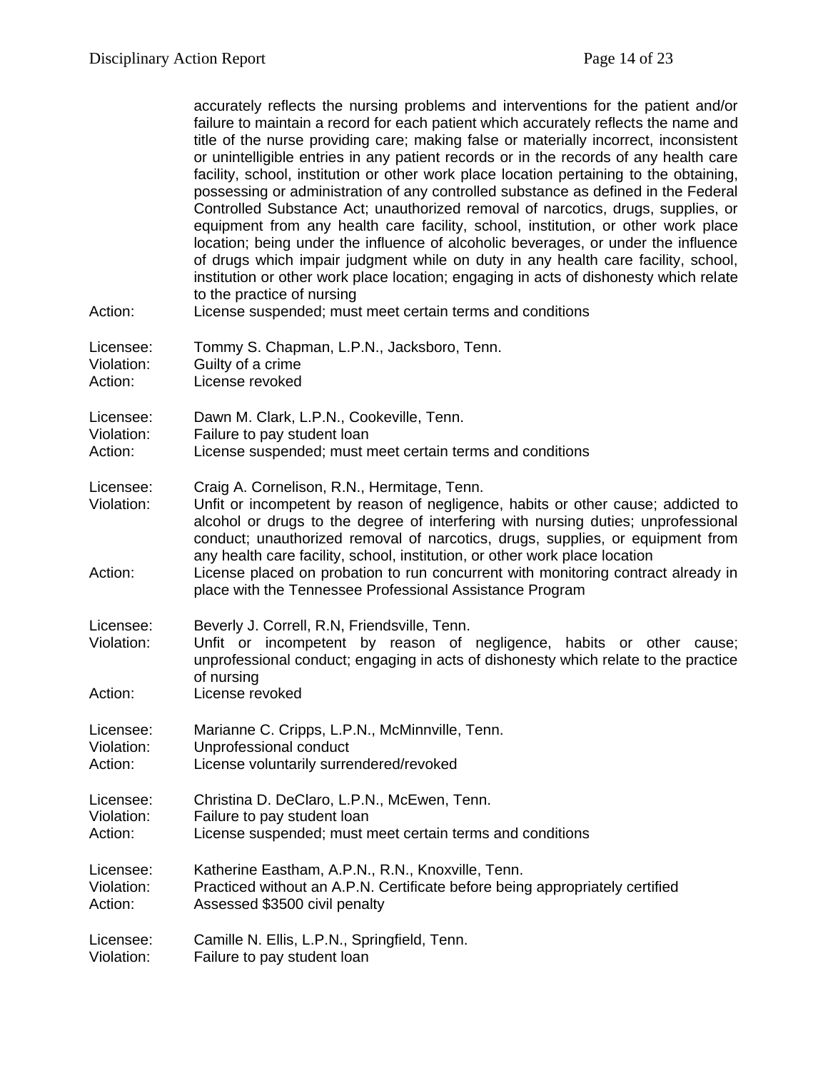accurately reflects the nursing problems and interventions for the patient and/or failure to maintain a record for each patient which accurately reflects the name and title of the nurse providing care; making false or materially incorrect, inconsistent or unintelligible entries in any patient records or in the records of any health care facility, school, institution or other work place location pertaining to the obtaining, possessing or administration of any controlled substance as defined in the Federal Controlled Substance Act; unauthorized removal of narcotics, drugs, supplies, or equipment from any health care facility, school, institution, or other work place location; being under the influence of alcoholic beverages, or under the influence of drugs which impair judgment while on duty in any health care facility, school, institution or other work place location; engaging in acts of dishonesty which relate to the practice of nursing

Action: License suspended; must meet certain terms and conditions

Licensee: Tommy S. Chapman, L.P.N., Jacksboro, Tenn.
Violation: Guilty of a crime
Action: License revoked

Licensee: Dawn M. Clark, L.P.N., Cookeville, Tenn.
Violation: Failure to pay student loan
Action: License suspended; must meet certain terms and conditions

Licensee: Craig A. Cornelison, R.N., Hermitage, Tenn.
Violation: Unfit or incompetent by reason of negligence, habits or other cause; addicted to alcohol or drugs to the degree of interfering with nursing duties; unprofessional conduct; unauthorized removal of narcotics, drugs, supplies, or equipment from any health care facility, school, institution, or other work place location
Action: License placed on probation to run concurrent with monitoring contract already in place with the Tennessee Professional Assistance Program

Licensee: Beverly J. Correll, R.N, Friendsville, Tenn.
Violation: Unfit or incompetent by reason of negligence, habits or other cause; unprofessional conduct; engaging in acts of dishonesty which relate to the practice of nursing
Action: License revoked

Licensee: Marianne C. Cripps, L.P.N., McMinnville, Tenn.
Violation: Unprofessional conduct
Action: License voluntarily surrendered/revoked

Licensee: Christina D. DeClaro, L.P.N., McEwen, Tenn.
Violation: Failure to pay student loan
Action: License suspended; must meet certain terms and conditions

Licensee: Katherine Eastham, A.P.N., R.N., Knoxville, Tenn.
Violation: Practiced without an A.P.N. Certificate before being appropriately certified
Action: Assessed $3500 civil penalty

Licensee: Camille N. Ellis, L.P.N., Springfield, Tenn.
Violation: Failure to pay student loan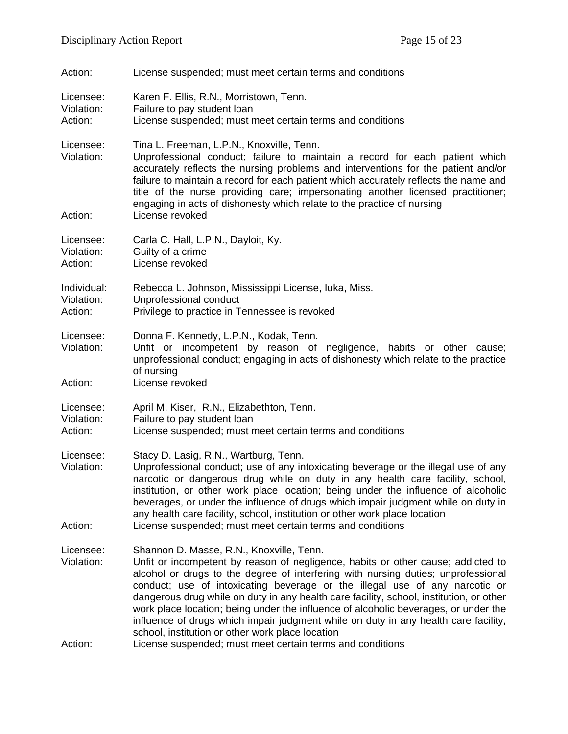Action: License suspended; must meet certain terms and conditions

Licensee: Karen F. Ellis, R.N., Morristown, Tenn.
Violation: Failure to pay student loan
Action: License suspended; must meet certain terms and conditions

Licensee: Tina L. Freeman, L.P.N., Knoxville, Tenn.
Violation: Unprofessional conduct; failure to maintain a record for each patient which accurately reflects the nursing problems and interventions for the patient and/or failure to maintain a record for each patient which accurately reflects the name and title of the nurse providing care; impersonating another licensed practitioner; engaging in acts of dishonesty which relate to the practice of nursing
Action: License revoked

Licensee: Carla C. Hall, L.P.N., Dayloit, Ky.
Violation: Guilty of a crime
Action: License revoked

Individual: Rebecca L. Johnson, Mississippi License, Iuka, Miss.
Violation: Unprofessional conduct
Action: Privilege to practice in Tennessee is revoked

Licensee: Donna F. Kennedy, L.P.N., Kodak, Tenn.
Violation: Unfit or incompetent by reason of negligence, habits or other cause; unprofessional conduct; engaging in acts of dishonesty which relate to the practice of nursing
Action: License revoked

Licensee: April M. Kiser, R.N., Elizabethton, Tenn.
Violation: Failure to pay student loan
Action: License suspended; must meet certain terms and conditions

Licensee: Stacy D. Lasig, R.N., Wartburg, Tenn.
Violation: Unprofessional conduct; use of any intoxicating beverage or the illegal use of any narcotic or dangerous drug while on duty in any health care facility, school, institution, or other work place location; being under the influence of alcoholic beverages, or under the influence of drugs which impair judgment while on duty in any health care facility, school, institution or other work place location
Action: License suspended; must meet certain terms and conditions

Licensee: Shannon D. Masse, R.N., Knoxville, Tenn.
Violation: Unfit or incompetent by reason of negligence, habits or other cause; addicted to alcohol or drugs to the degree of interfering with nursing duties; unprofessional conduct; use of intoxicating beverage or the illegal use of any narcotic or dangerous drug while on duty in any health care facility, school, institution, or other work place location; being under the influence of alcoholic beverages, or under the influence of drugs which impair judgment while on duty in any health care facility, school, institution or other work place location
Action: License suspended; must meet certain terms and conditions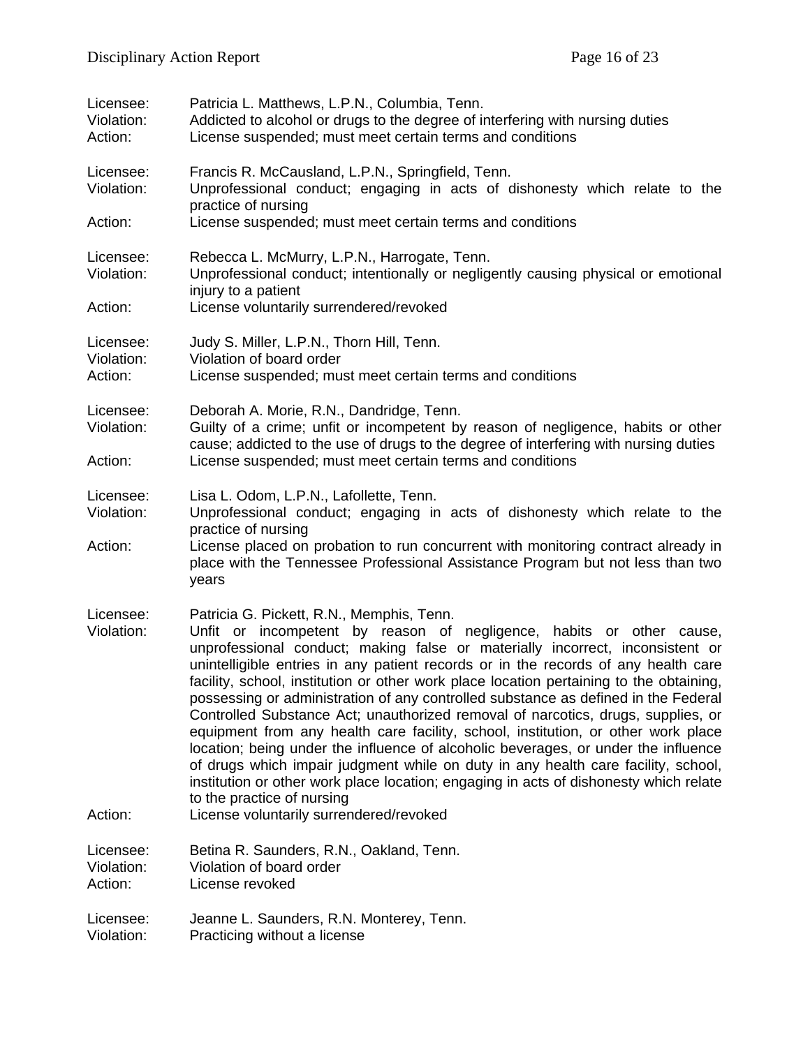Licensee: Patricia L. Matthews, L.P.N., Columbia, Tenn.
Violation: Addicted to alcohol or drugs to the degree of interfering with nursing duties
Action: License suspended; must meet certain terms and conditions

Licensee: Francis R. McCausland, L.P.N., Springfield, Tenn.
Violation: Unprofessional conduct; engaging in acts of dishonesty which relate to the practice of nursing
Action: License suspended; must meet certain terms and conditions

Licensee: Rebecca L. McMurry, L.P.N., Harrogate, Tenn.
Violation: Unprofessional conduct; intentionally or negligently causing physical or emotional injury to a patient
Action: License voluntarily surrendered/revoked

Licensee: Judy S. Miller, L.P.N., Thorn Hill, Tenn.
Violation: Violation of board order
Action: License suspended; must meet certain terms and conditions

Licensee: Deborah A. Morie, R.N., Dandridge, Tenn.
Violation: Guilty of a crime; unfit or incompetent by reason of negligence, habits or other cause; addicted to the use of drugs to the degree of interfering with nursing duties
Action: License suspended; must meet certain terms and conditions

Licensee: Lisa L. Odom, L.P.N., Lafollette, Tenn.
Violation: Unprofessional conduct; engaging in acts of dishonesty which relate to the practice of nursing
Action: License placed on probation to run concurrent with monitoring contract already in place with the Tennessee Professional Assistance Program but not less than two years

Licensee: Patricia G. Pickett, R.N., Memphis, Tenn.
Violation: Unfit or incompetent by reason of negligence, habits or other cause, unprofessional conduct; making false or materially incorrect, inconsistent or unintelligible entries in any patient records or in the records of any health care facility, school, institution or other work place location pertaining to the obtaining, possessing or administration of any controlled substance as defined in the Federal Controlled Substance Act; unauthorized removal of narcotics, drugs, supplies, or equipment from any health care facility, school, institution, or other work place location; being under the influence of alcoholic beverages, or under the influence of drugs which impair judgment while on duty in any health care facility, school, institution or other work place location; engaging in acts of dishonesty which relate to the practice of nursing
Action: License voluntarily surrendered/revoked

Licensee: Betina R. Saunders, R.N., Oakland, Tenn.
Violation: Violation of board order
Action: License revoked

Licensee: Jeanne L. Saunders, R.N. Monterey, Tenn.
Violation: Practicing without a license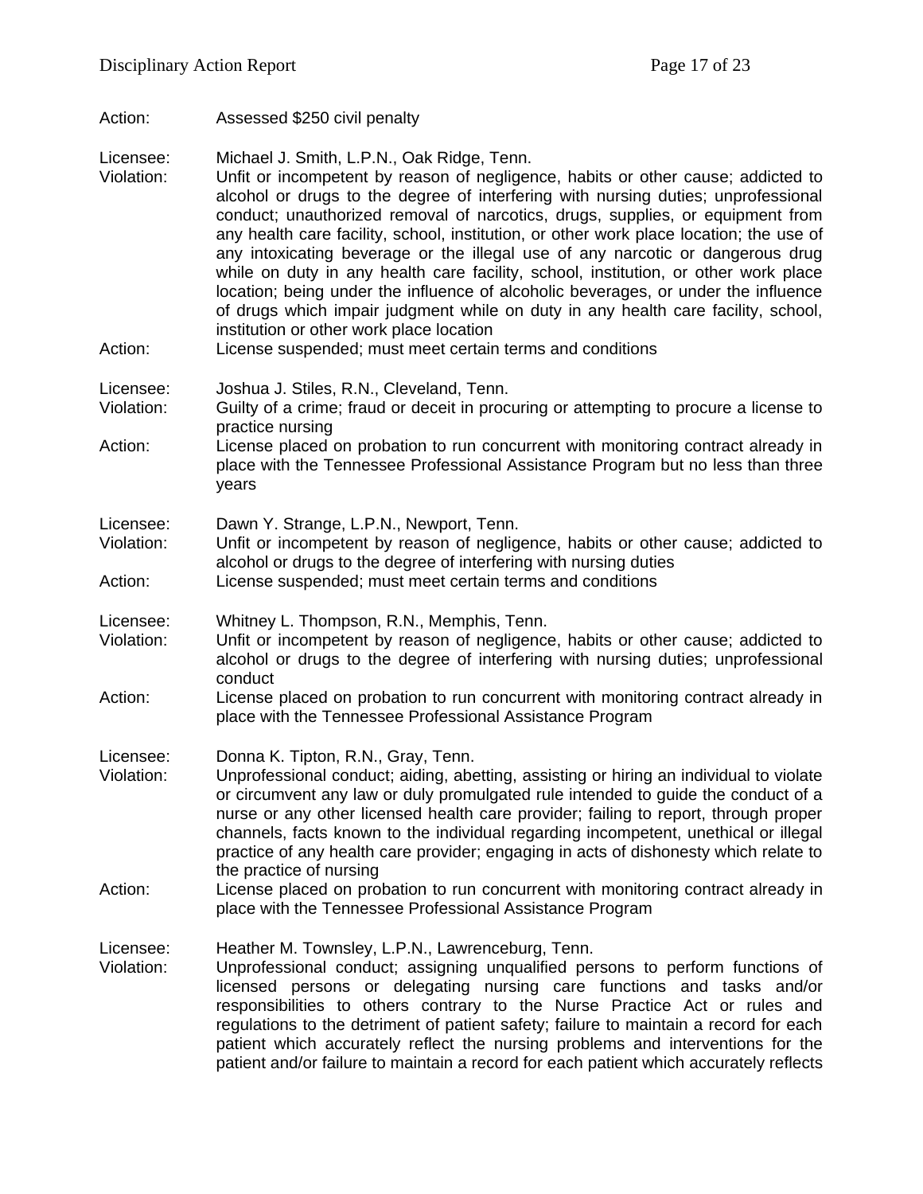Action: Assessed $250 civil penalty

Licensee: Michael J. Smith, L.P.N., Oak Ridge, Tenn.
Violation: Unfit or incompetent by reason of negligence, habits or other cause; addicted to alcohol or drugs to the degree of interfering with nursing duties; unprofessional conduct; unauthorized removal of narcotics, drugs, supplies, or equipment from any health care facility, school, institution, or other work place location; the use of any intoxicating beverage or the illegal use of any narcotic or dangerous drug while on duty in any health care facility, school, institution, or other work place location; being under the influence of alcoholic beverages, or under the influence of drugs which impair judgment while on duty in any health care facility, school, institution or other work place location
Action: License suspended; must meet certain terms and conditions

Licensee: Joshua J. Stiles, R.N., Cleveland, Tenn.
Violation: Guilty of a crime; fraud or deceit in procuring or attempting to procure a license to practice nursing
Action: License placed on probation to run concurrent with monitoring contract already in place with the Tennessee Professional Assistance Program but no less than three years

Licensee: Dawn Y. Strange, L.P.N., Newport, Tenn.
Violation: Unfit or incompetent by reason of negligence, habits or other cause; addicted to alcohol or drugs to the degree of interfering with nursing duties
Action: License suspended; must meet certain terms and conditions

Licensee: Whitney L. Thompson, R.N., Memphis, Tenn.
Violation: Unfit or incompetent by reason of negligence, habits or other cause; addicted to alcohol or drugs to the degree of interfering with nursing duties; unprofessional conduct
Action: License placed on probation to run concurrent with monitoring contract already in place with the Tennessee Professional Assistance Program

Licensee: Donna K. Tipton, R.N., Gray, Tenn.
Violation: Unprofessional conduct; aiding, abetting, assisting or hiring an individual to violate or circumvent any law or duly promulgated rule intended to guide the conduct of a nurse or any other licensed health care provider; failing to report, through proper channels, facts known to the individual regarding incompetent, unethical or illegal practice of any health care provider; engaging in acts of dishonesty which relate to the practice of nursing
Action: License placed on probation to run concurrent with monitoring contract already in place with the Tennessee Professional Assistance Program

Licensee: Heather M. Townsley, L.P.N., Lawrenceburg, Tenn.
Violation: Unprofessional conduct; assigning unqualified persons to perform functions of licensed persons or delegating nursing care functions and tasks and/or responsibilities to others contrary to the Nurse Practice Act or rules and regulations to the detriment of patient safety; failure to maintain a record for each patient which accurately reflect the nursing problems and interventions for the patient and/or failure to maintain a record for each patient which accurately reflects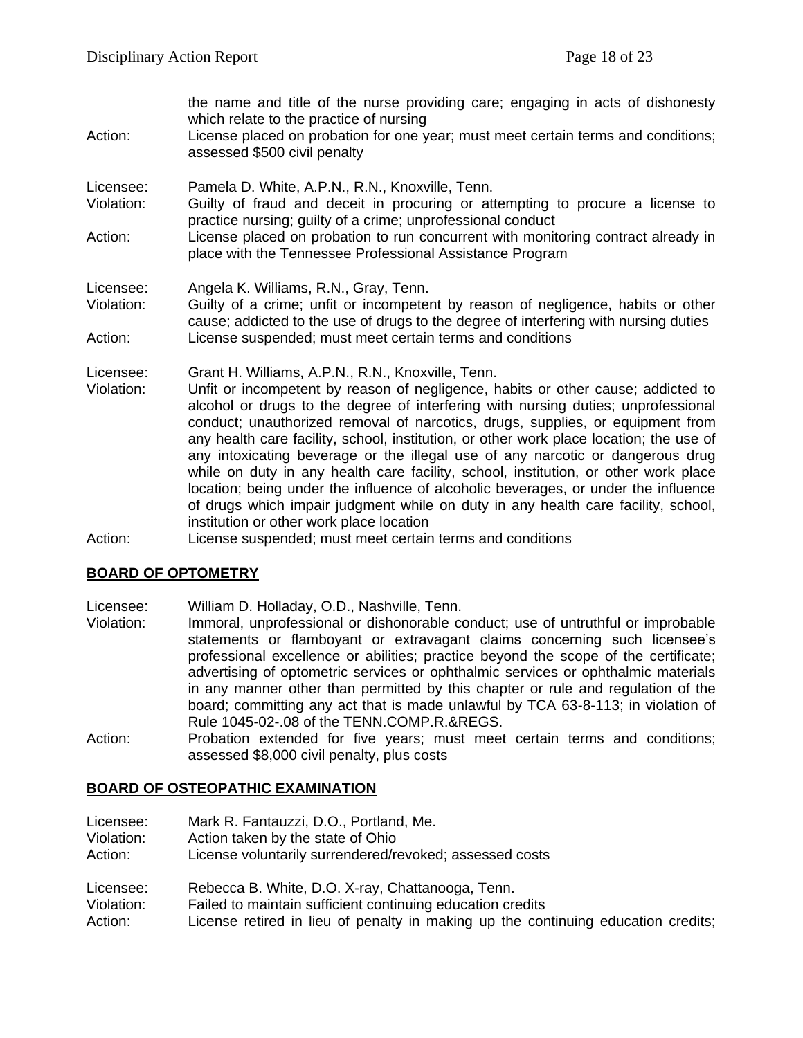the name and title of the nurse providing care; engaging in acts of dishonesty which relate to the practice of nursing

Action: License placed on probation for one year; must meet certain terms and conditions; assessed $500 civil penalty

Licensee: Pamela D. White, A.P.N., R.N., Knoxville, Tenn.
Violation: Guilty of fraud and deceit in procuring or attempting to procure a license to practice nursing; guilty of a crime; unprofessional conduct
Action: License placed on probation to run concurrent with monitoring contract already in place with the Tennessee Professional Assistance Program

Licensee: Angela K. Williams, R.N., Gray, Tenn.
Violation: Guilty of a crime; unfit or incompetent by reason of negligence, habits or other cause; addicted to the use of drugs to the degree of interfering with nursing duties
Action: License suspended; must meet certain terms and conditions

Licensee: Grant H. Williams, A.P.N., R.N., Knoxville, Tenn.
Violation: Unfit or incompetent by reason of negligence, habits or other cause; addicted to alcohol or drugs to the degree of interfering with nursing duties; unprofessional conduct; unauthorized removal of narcotics, drugs, supplies, or equipment from any health care facility, school, institution, or other work place location; the use of any intoxicating beverage or the illegal use of any narcotic or dangerous drug while on duty in any health care facility, school, institution, or other work place location; being under the influence of alcoholic beverages, or under the influence of drugs which impair judgment while on duty in any health care facility, school, institution or other work place location
Action: License suspended; must meet certain terms and conditions

## BOARD OF OPTOMETRY

Licensee: William D. Holladay, O.D., Nashville, Tenn.
Violation: Immoral, unprofessional or dishonorable conduct; use of untruthful or improbable statements or flamboyant or extravagant claims concerning such licensee's professional excellence or abilities; practice beyond the scope of the certificate; advertising of optometric services or ophthalmic services or ophthalmic materials in any manner other than permitted by this chapter or rule and regulation of the board; committing any act that is made unlawful by TCA 63-8-113; in violation of Rule 1045-02-.08 of the TENN.COMP.R.&REGS.
Action: Probation extended for five years; must meet certain terms and conditions; assessed $8,000 civil penalty, plus costs

## BOARD OF OSTEOPATHIC EXAMINATION

Licensee: Mark R. Fantauzzi, D.O., Portland, Me.
Violation: Action taken by the state of Ohio
Action: License voluntarily surrendered/revoked; assessed costs

Licensee: Rebecca B. White, D.O. X-ray, Chattanooga, Tenn.
Violation: Failed to maintain sufficient continuing education credits
Action: License retired in lieu of penalty in making up the continuing education credits;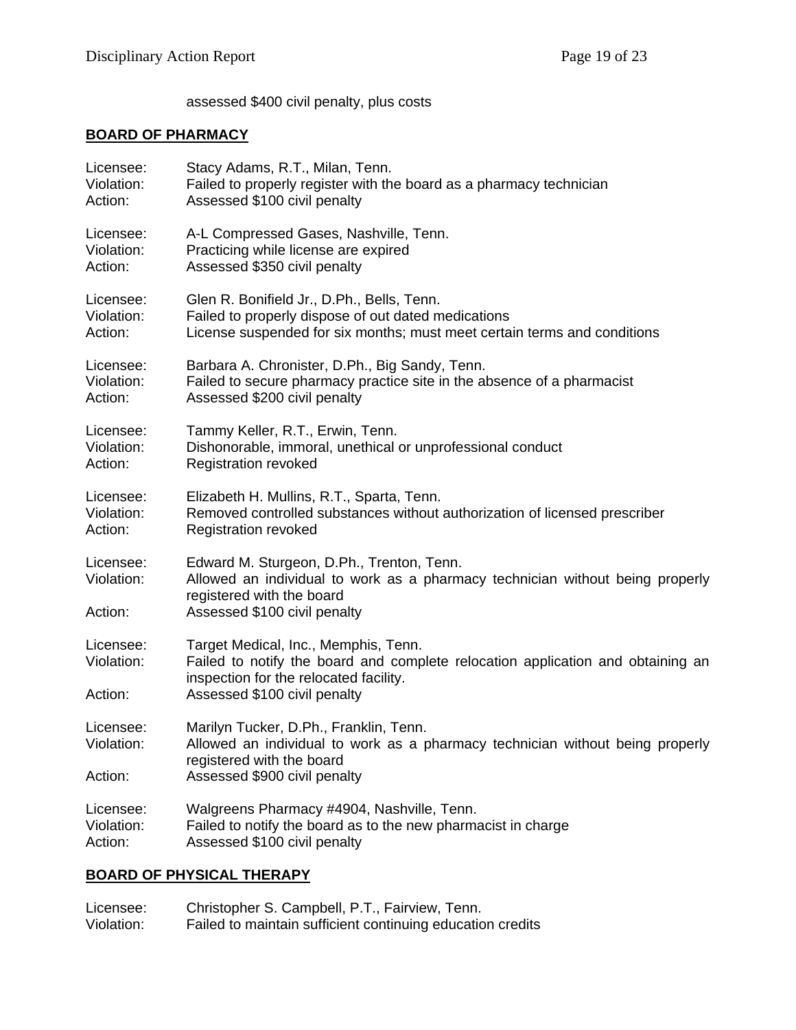assessed $400 civil penalty, plus costs

**BOARD OF PHARMACY**

Licensee: Stacy Adams, R.T., Milan, Tenn.
Violation: Failed to properly register with the board as a pharmacy technician
Action: Assessed $100 civil penalty

Licensee: A-L Compressed Gases, Nashville, Tenn.
Violation: Practicing while license are expired
Action: Assessed $350 civil penalty

Licensee: Glen R. Bonifield Jr., D.Ph., Bells, Tenn.
Violation: Failed to properly dispose of out dated medications
Action: License suspended for six months; must meet certain terms and conditions

Licensee: Barbara A. Chronister, D.Ph., Big Sandy, Tenn.
Violation: Failed to secure pharmacy practice site in the absence of a pharmacist
Action: Assessed $200 civil penalty

Licensee: Tammy Keller, R.T., Erwin, Tenn.
Violation: Dishonorable, immoral, unethical or unprofessional conduct
Action: Registration revoked

Licensee: Elizabeth H. Mullins, R.T., Sparta, Tenn.
Violation: Removed controlled substances without authorization of licensed prescriber
Action: Registration revoked

Licensee: Edward M. Sturgeon, D.Ph., Trenton, Tenn.
Violation: Allowed an individual to work as a pharmacy technician without being properly registered with the board
Action: Assessed $100 civil penalty

Licensee: Target Medical, Inc., Memphis, Tenn.
Violation: Failed to notify the board and complete relocation application and obtaining an inspection for the relocated facility.
Action: Assessed $100 civil penalty

Licensee: Marilyn Tucker, D.Ph., Franklin, Tenn.
Violation: Allowed an individual to work as a pharmacy technician without being properly registered with the board
Action: Assessed $900 civil penalty

Licensee: Walgreens Pharmacy #4904, Nashville, Tenn.
Violation: Failed to notify the board as to the new pharmacist in charge
Action: Assessed $100 civil penalty

**BOARD OF PHYSICAL THERAPY**

Licensee: Christopher S. Campbell, P.T., Fairview, Tenn.
Violation: Failed to maintain sufficient continuing education credits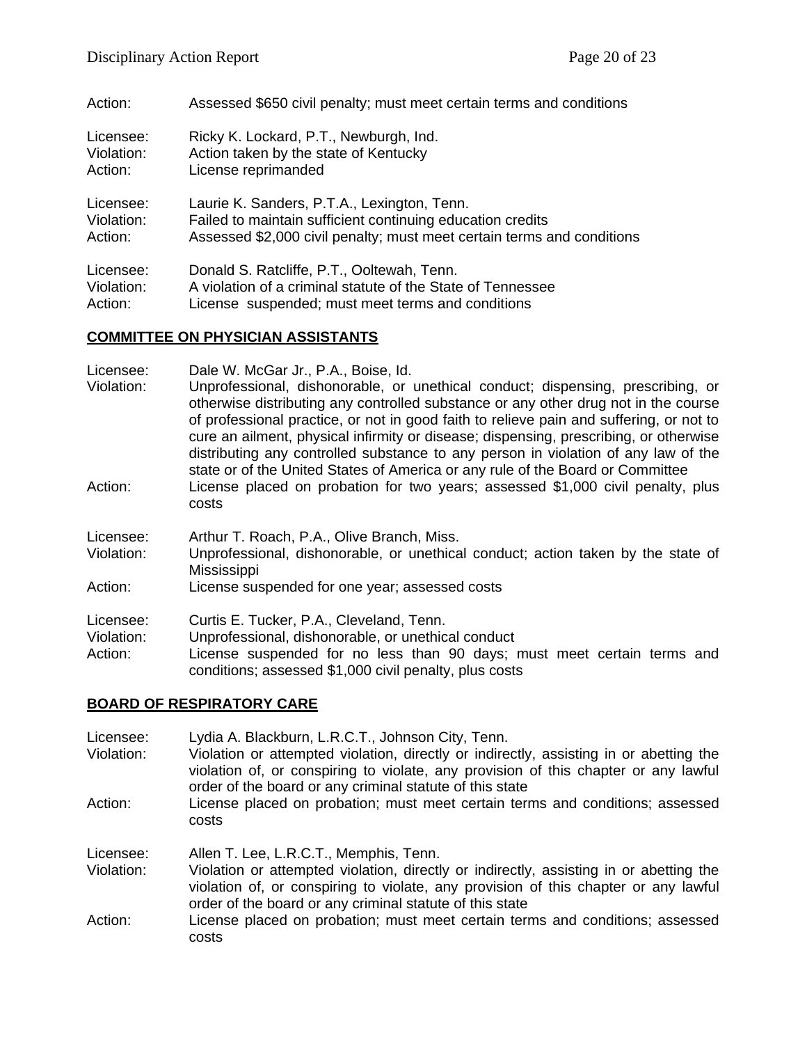Action: Assessed $650 civil penalty; must meet certain terms and conditions

Licensee: Ricky K. Lockard, P.T., Newburgh, Ind.
Violation: Action taken by the state of Kentucky
Action: License reprimanded

Licensee: Laurie K. Sanders, P.T.A., Lexington, Tenn.
Violation: Failed to maintain sufficient continuing education credits
Action: Assessed $2,000 civil penalty; must meet certain terms and conditions

Licensee: Donald S. Ratcliffe, P.T., Ooltewah, Tenn.
Violation: A violation of a criminal statute of the State of Tennessee
Action: License suspended; must meet terms and conditions

## COMMITTEE ON PHYSICIAN ASSISTANTS

Licensee: Dale W. McGar Jr., P.A., Boise, Id.
Violation: Unprofessional, dishonorable, or unethical conduct; dispensing, prescribing, or otherwise distributing any controlled substance or any other drug not in the course of professional practice, or not in good faith to relieve pain and suffering, or not to cure an ailment, physical infirmity or disease; dispensing, prescribing, or otherwise distributing any controlled substance to any person in violation of any law of the state or of the United States of America or any rule of the Board or Committee
Action: License placed on probation for two years; assessed $1,000 civil penalty, plus costs

Licensee: Arthur T. Roach, P.A., Olive Branch, Miss.
Violation: Unprofessional, dishonorable, or unethical conduct; action taken by the state of Mississippi
Action: License suspended for one year; assessed costs

Licensee: Curtis E. Tucker, P.A., Cleveland, Tenn.
Violation: Unprofessional, dishonorable, or unethical conduct
Action: License suspended for no less than 90 days; must meet certain terms and conditions; assessed $1,000 civil penalty, plus costs

## BOARD OF RESPIRATORY CARE

Licensee: Lydia A. Blackburn, L.R.C.T., Johnson City, Tenn.
Violation: Violation or attempted violation, directly or indirectly, assisting in or abetting the violation of, or conspiring to violate, any provision of this chapter or any lawful order of the board or any criminal statute of this state
Action: License placed on probation; must meet certain terms and conditions; assessed costs

Licensee: Allen T. Lee, L.R.C.T., Memphis, Tenn.
Violation: Violation or attempted violation, directly or indirectly, assisting in or abetting the violation of, or conspiring to violate, any provision of this chapter or any lawful order of the board or any criminal statute of this state
Action: License placed on probation; must meet certain terms and conditions; assessed costs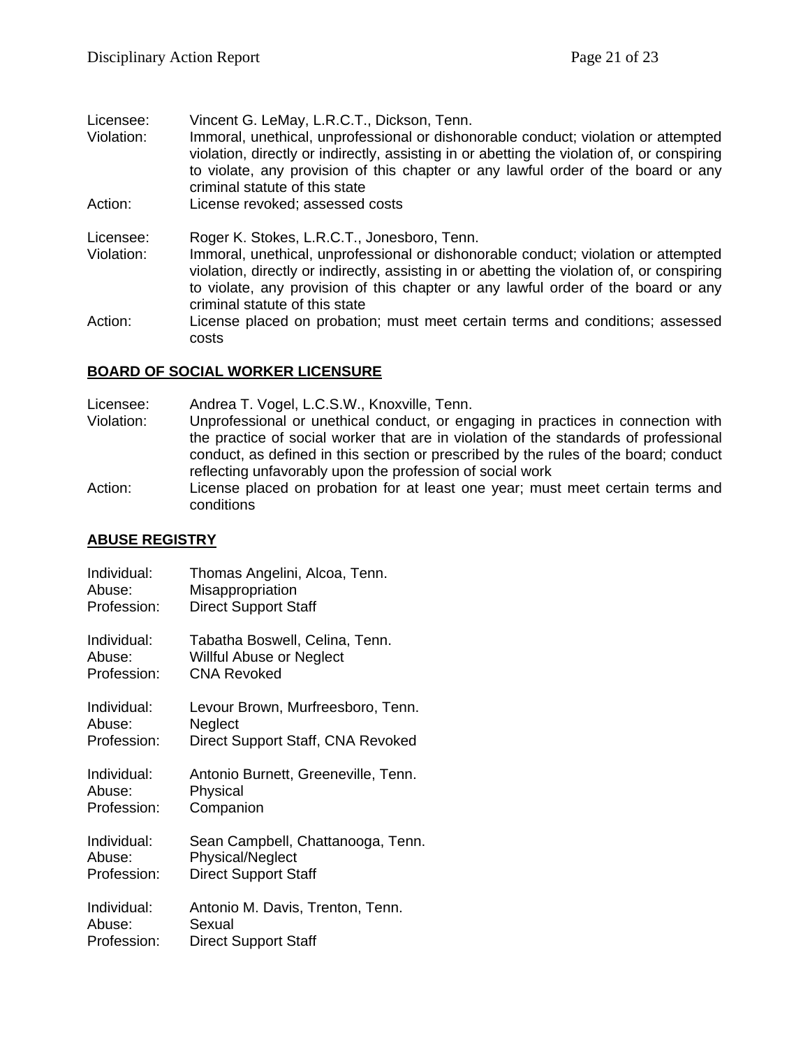Licensee: Vincent G. LeMay, L.R.C.T., Dickson, Tenn.
Violation: Immoral, unethical, unprofessional or dishonorable conduct; violation or attempted violation, directly or indirectly, assisting in or abetting the violation of, or conspiring to violate, any provision of this chapter or any lawful order of the board or any criminal statute of this state
Action: License revoked; assessed costs

Licensee: Roger K. Stokes, L.R.C.T., Jonesboro, Tenn.
Violation: Immoral, unethical, unprofessional or dishonorable conduct; violation or attempted violation, directly or indirectly, assisting in or abetting the violation of, or conspiring to violate, any provision of this chapter or any lawful order of the board or any criminal statute of this state
Action: License placed on probation; must meet certain terms and conditions; assessed costs

## BOARD OF SOCIAL WORKER LICENSURE

Licensee: Andrea T. Vogel, L.C.S.W., Knoxville, Tenn.
Violation: Unprofessional or unethical conduct, or engaging in practices in connection with the practice of social worker that are in violation of the standards of professional conduct, as defined in this section or prescribed by the rules of the board; conduct reflecting unfavorably upon the profession of social work
Action: License placed on probation for at least one year; must meet certain terms and conditions

## ABUSE REGISTRY

Individual: Thomas Angelini, Alcoa, Tenn.
Abuse: Misappropriation
Profession: Direct Support Staff

Individual: Tabatha Boswell, Celina, Tenn.
Abuse: Willful Abuse or Neglect
Profession: CNA Revoked

Individual: Levour Brown, Murfreesboro, Tenn.
Abuse: Neglect
Profession: Direct Support Staff, CNA Revoked

Individual: Antonio Burnett, Greeneville, Tenn.
Abuse: Physical
Profession: Companion

Individual: Sean Campbell, Chattanooga, Tenn.
Abuse: Physical/Neglect
Profession: Direct Support Staff

Individual: Antonio M. Davis, Trenton, Tenn.
Abuse: Sexual
Profession: Direct Support Staff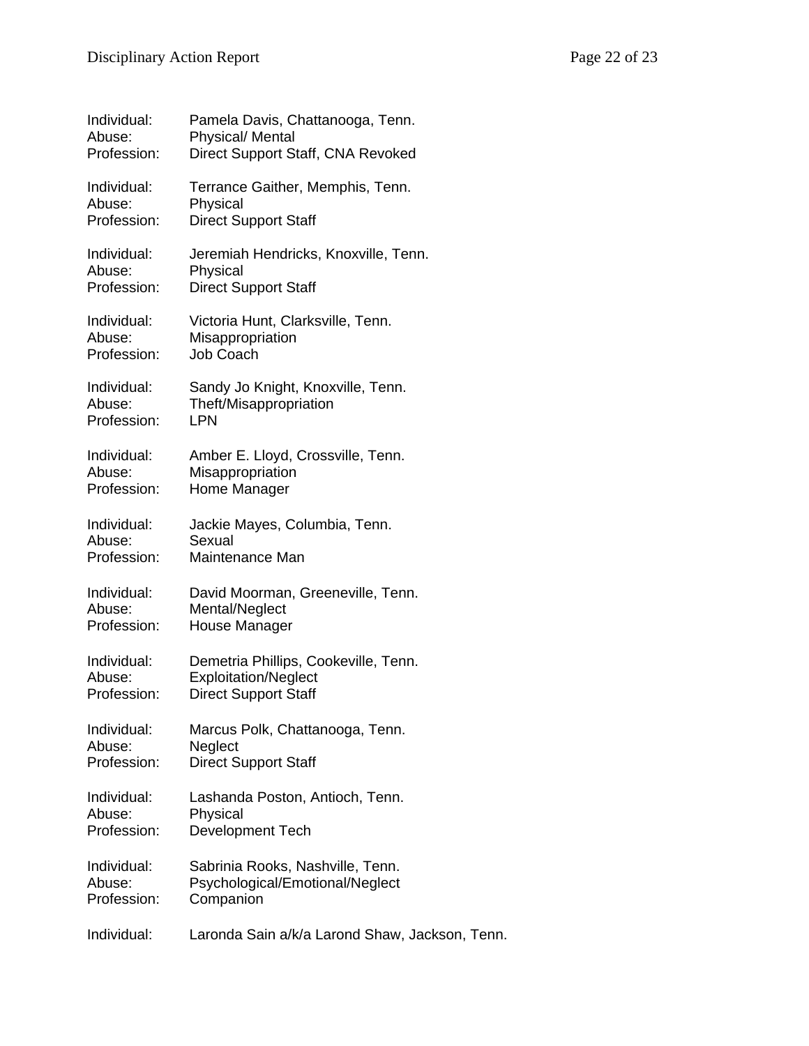Individual: Pamela Davis, Chattanooga, Tenn.
Abuse: Physical/ Mental
Profession: Direct Support Staff, CNA Revoked

Individual: Terrance Gaither, Memphis, Tenn.
Abuse: Physical
Profession: Direct Support Staff

Individual: Jeremiah Hendricks, Knoxville, Tenn.
Abuse: Physical
Profession: Direct Support Staff

Individual: Victoria Hunt, Clarksville, Tenn.
Abuse: Misappropriation
Profession: Job Coach

Individual: Sandy Jo Knight, Knoxville, Tenn.
Abuse: Theft/Misappropriation
Profession: LPN

Individual: Amber E. Lloyd, Crossville, Tenn.
Abuse: Misappropriation
Profession: Home Manager

Individual: Jackie Mayes, Columbia, Tenn.
Abuse: Sexual
Profession: Maintenance Man

Individual: David Moorman, Greeneville, Tenn.
Abuse: Mental/Neglect
Profession: House Manager

Individual: Demetria Phillips, Cookeville, Tenn.
Abuse: Exploitation/Neglect
Profession: Direct Support Staff

Individual: Marcus Polk, Chattanooga, Tenn.
Abuse: Neglect
Profession: Direct Support Staff

Individual: Lashanda Poston, Antioch, Tenn.
Abuse: Physical
Profession: Development Tech

Individual: Sabrinia Rooks, Nashville, Tenn.
Abuse: Psychological/Emotional/Neglect
Profession: Companion

Individual: Laronda Sain a/k/a Larond Shaw, Jackson, Tenn.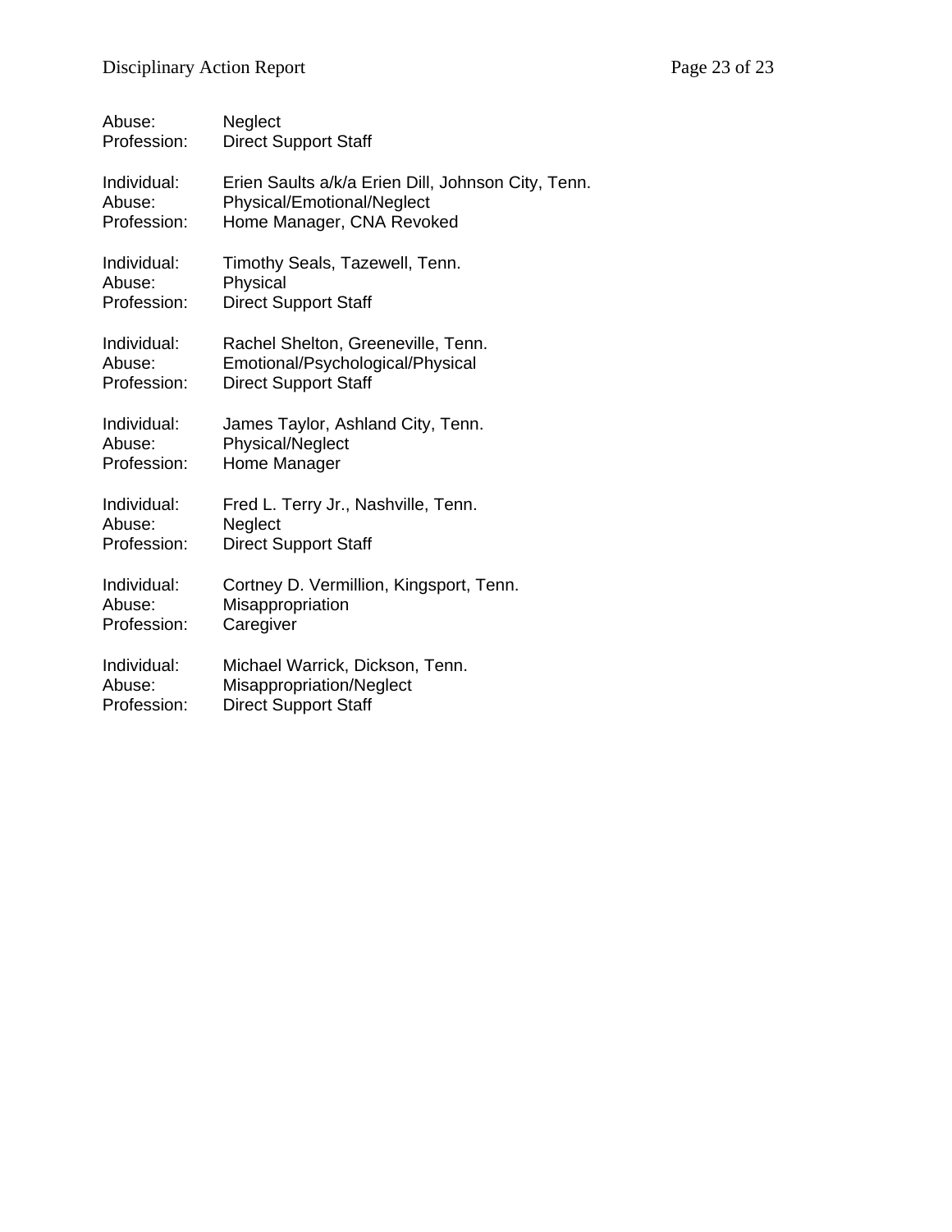Abuse: Neglect
Profession: Direct Support Staff

Individual: Erien Saults a/k/a Erien Dill, Johnson City, Tenn.
Abuse: Physical/Emotional/Neglect
Profession: Home Manager, CNA Revoked

Individual: Timothy Seals, Tazewell, Tenn.
Abuse: Physical
Profession: Direct Support Staff

Individual: Rachel Shelton, Greeneville, Tenn.
Abuse: Emotional/Psychological/Physical
Profession: Direct Support Staff

Individual: James Taylor, Ashland City, Tenn.
Abuse: Physical/Neglect
Profession: Home Manager

Individual: Fred L. Terry Jr., Nashville, Tenn.
Abuse: Neglect
Profession: Direct Support Staff

Individual: Cortney D. Vermillion, Kingsport, Tenn.
Abuse: Misappropriation
Profession: Caregiver

Individual: Michael Warrick, Dickson, Tenn.
Abuse: Misappropriation/Neglect
Profession: Direct Support Staff